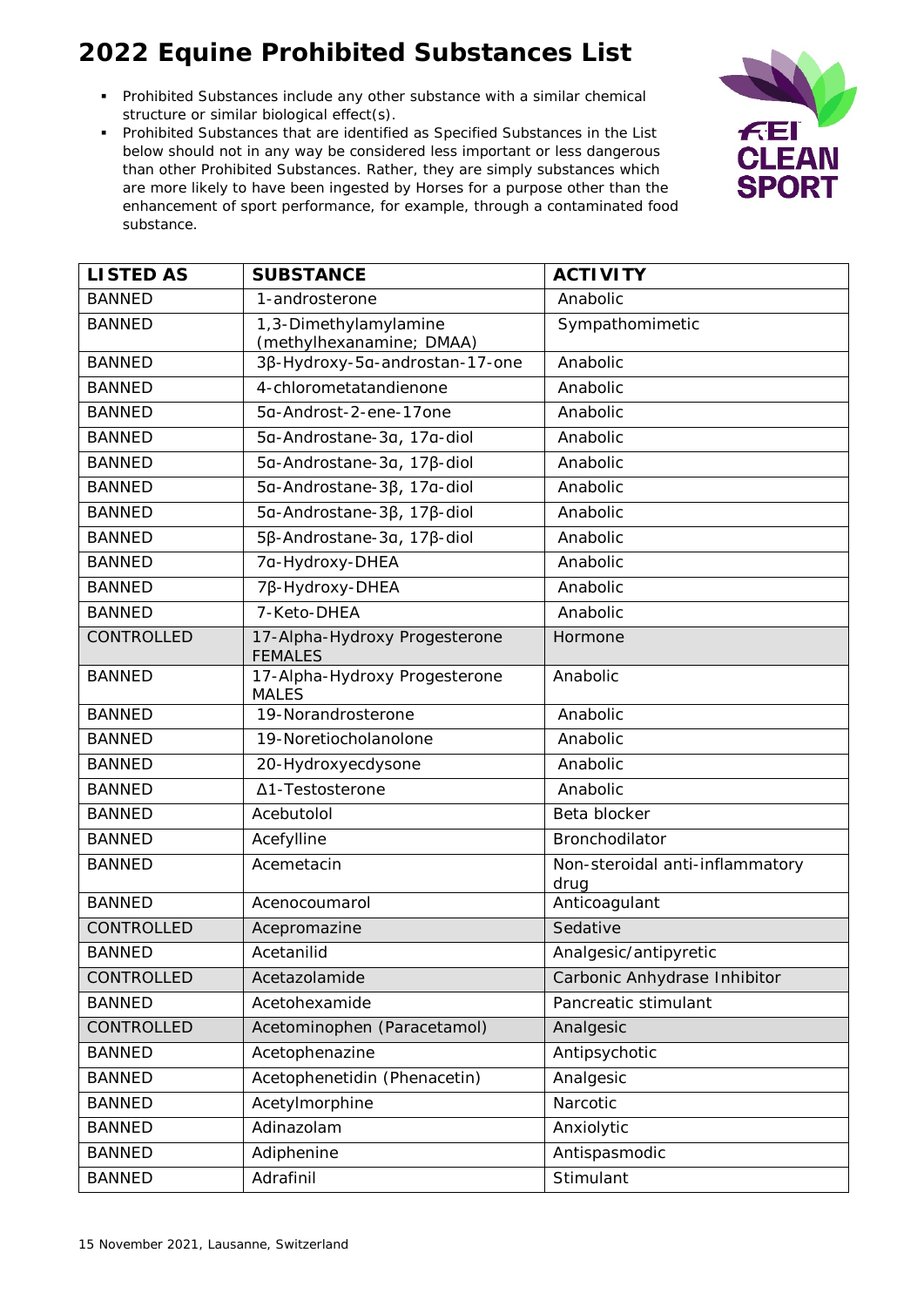# 2022 Equine Prohibited Substances List

- Prohibited Substances include any other substance with a similar chemical structure or similar biological effect(s).
- Prohibited Substances that are identified as Specified Substances in the List below should not in any way be considered less important or less dangerous than other Prohibited Substances. Rather, they are simply substances which are more likely to have been ingested by Horses for a purpose other than the enhancement of sport performance, for example, through a contaminated food substance.

FEI CLEAN SPORT

| LISTED AS | SUBSTANCE | ACTIVITY |
|---|---|---|
| BANNED | 1-androsterone | Anabolic |
| BANNED | 1,3-Dimethylamylamine (methylhexanamine; DMAA) | Sympathomimetic |
| BANNED | 3β-Hydroxy-5α-androstan-17-one | Anabolic |
| BANNED | 4-chlorometatandienone | Anabolic |
| BANNED | 5α-Androst-2-ene-17one | Anabolic |
| BANNED | 5α-Androstane-3α, 17α-diol | Anabolic |
| BANNED | 5α-Androstane-3α, 17β-diol | Anabolic |
| BANNED | 5α-Androstane-3β, 17α-diol | Anabolic |
| BANNED | 5α-Androstane-3β, 17β-diol | Anabolic |
| BANNED | 5β-Androstane-3α, 17β-diol | Anabolic |
| BANNED | 7α-Hydroxy-DHEA | Anabolic |
| BANNED | 7β-Hydroxy-DHEA | Anabolic |
| BANNED | 7-Keto-DHEA | Anabolic |
| CONTROLLED | 17-Alpha-Hydroxy Progesterone FEMALES | Hormone |
| BANNED | 17-Alpha-Hydroxy Progesterone MALES | Anabolic |
| BANNED | 19-Norandrosterone | Anabolic |
| BANNED | 19-Noretiocholanolone | Anabolic |
| BANNED | 20-Hydroxyecdysone | Anabolic |
| BANNED | Δ1-Testosterone | Anabolic |
| BANNED | Acebutolol | Beta blocker |
| BANNED | Acefylline | Bronchodilator |
| BANNED | Acemetacin | Non-steroidal anti-inflammatory drug |
| BANNED | Acenocoumarol | Anticoagulant |
| CONTROLLED | Acepromazine | Sedative |
| BANNED | Acetanilid | Analgesic/antipyretic |
| CONTROLLED | Acetazolamide | Carbonic Anhydrase Inhibitor |
| BANNED | Acetohexamide | Pancreatic stimulant |
| CONTROLLED | Acetominophen (Paracetamol) | Analgesic |
| BANNED | Acetophenazine | Antipsychotic |
| BANNED | Acetophenetidin (Phenacetin) | Analgesic |
| BANNED | Acetylmorphine | Narcotic |
| BANNED | Adinazolam | Anxiolytic |
| BANNED | Adiphenine | Antispasmodic |
| BANNED | Adrafinil | Stimulant |

15 November 2021, Lausanne, Switzerland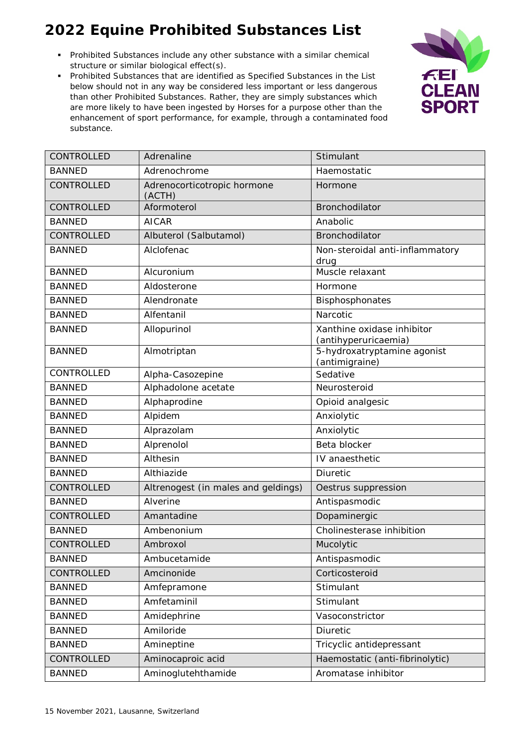# 2022 Equine Prohibited Substances List

- Prohibited Substances include any other substance with a similar chemical structure or similar biological effect(s).
- Prohibited Substances that are identified as Specified Substances in the List below should not in any way be considered less important or less dangerous than other Prohibited Substances. Rather, they are simply substances which are more likely to have been ingested by Horses for a purpose other than the enhancement of sport performance, for example, through a contaminated food substance.

| | | |
|---|---|---|
| CONTROLLED | Adrenaline | Stimulant |
| BANNED | Adrenochrome | Haemostatic |
| CONTROLLED | Adrenocorticotropic hormone (ACTH) | Hormone |
| CONTROLLED | Aformoterol | Bronchodilator |
| BANNED | AICAR | Anabolic |
| CONTROLLED | Albuterol (Salbutamol) | Bronchodilator |
| BANNED | Alclofenac | Non-steroidal anti-inflammatory drug |
| BANNED | Alcuronium | Muscle relaxant |
| BANNED | Aldosterone | Hormone |
| BANNED | Alendronate | Bisphosphonates |
| BANNED | Alfentanil | Narcotic |
| BANNED | Allopurinol | Xanthine oxidase inhibitor (antihyperuricaemia) |
| BANNED | Almotriptan | 5-hydroxatryptamine agonist (antimigraine) |
| CONTROLLED | Alpha-Casozepine | Sedative |
| BANNED | Alphadolone acetate | Neurosteroid |
| BANNED | Alphaprodine | Opioid analgesic |
| BANNED | Alpidem | Anxiolytic |
| BANNED | Alprazolam | Anxiolytic |
| BANNED | Alprenolol | Beta blocker |
| BANNED | Althesin | IV anaesthetic |
| BANNED | Althiazide | Diuretic |
| CONTROLLED | Altrenogest (in males and geldings) | Oestrus suppression |
| BANNED | Alverine | Antispasmodic |
| CONTROLLED | Amantadine | Dopaminergic |
| BANNED | Ambenonium | Cholinesterase inhibition |
| CONTROLLED | Ambroxol | Mucolytic |
| BANNED | Ambucetamide | Antispasmodic |
| CONTROLLED | Amcinonide | Corticosteroid |
| BANNED | Amfepramone | Stimulant |
| BANNED | Amfetaminil | Stimulant |
| BANNED | Amidephrine | Vasoconstrictor |
| BANNED | Amiloride | Diuretic |
| BANNED | Amineptine | Tricyclic antidepressant |
| CONTROLLED | Aminocaproic acid | Haemostatic (anti-fibrinolytic) |
| BANNED | Aminoglutehthamide | Aromatase inhibitor |

15 November 2021, Lausanne, Switzerland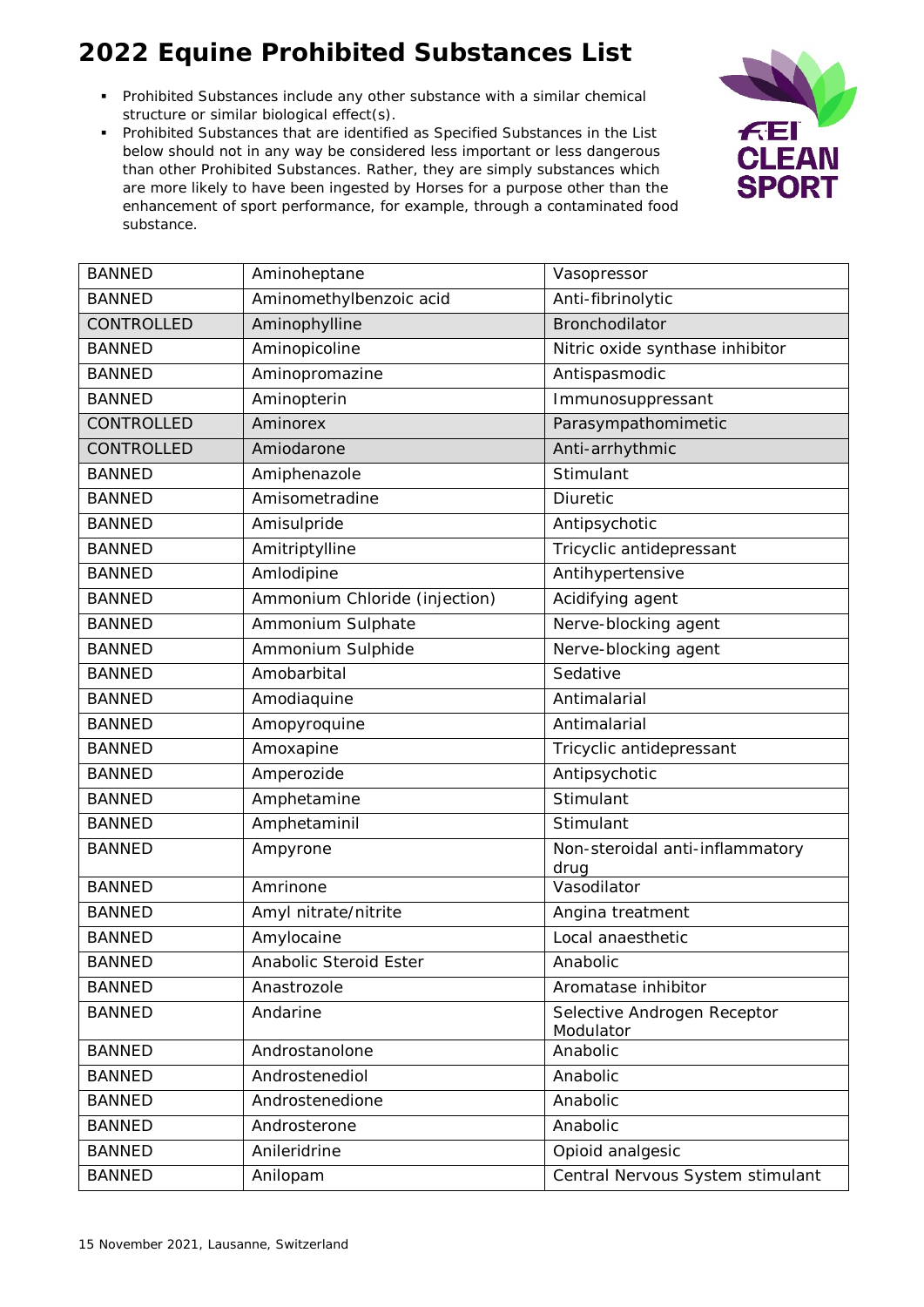# 2022 Equine Prohibited Substances List

- Prohibited Substances include any other substance with a similar chemical structure or similar biological effect(s).
- Prohibited Substances that are identified as Specified Substances in the List below should not in any way be considered less important or less dangerous than other Prohibited Substances. Rather, they are simply substances which are more likely to have been ingested by Horses for a purpose other than the enhancement of sport performance, for example, through a contaminated food substance.

| | | |
|---|---|---|
| BANNED | Aminoheptane | Vasopressor |
| BANNED | Aminomethylbenzoic acid | Anti-fibrinolytic |
| CONTROLLED | Aminophylline | Bronchodilator |
| BANNED | Aminopicoline | Nitric oxide synthase inhibitor |
| BANNED | Aminopromazine | Antispasmodic |
| BANNED | Aminopterin | Immunosuppressant |
| CONTROLLED | Aminorex | Parasympathomimetic |
| CONTROLLED | Amiodarone | Anti-arrhythmic |
| BANNED | Amiphenazole | Stimulant |
| BANNED | Amisometradine | Diuretic |
| BANNED | Amisulpride | Antipsychotic |
| BANNED | Amitriptylline | Tricyclic antidepressant |
| BANNED | Amlodipine | Antihypertensive |
| BANNED | Ammonium Chloride (injection) | Acidifying agent |
| BANNED | Ammonium Sulphate | Nerve-blocking agent |
| BANNED | Ammonium Sulphide | Nerve-blocking agent |
| BANNED | Amobarbital | Sedative |
| BANNED | Amodiaquine | Antimalarial |
| BANNED | Amopyroquine | Antimalarial |
| BANNED | Amoxapine | Tricyclic antidepressant |
| BANNED | Amperozide | Antipsychotic |
| BANNED | Amphetamine | Stimulant |
| BANNED | Amphetaminil | Stimulant |
| BANNED | Ampyrone | Non-steroidal anti-inflammatory drug |
| BANNED | Amrinone | Vasodilator |
| BANNED | Amyl nitrate/nitrite | Angina treatment |
| BANNED | Amylocaine | Local anaesthetic |
| BANNED | Anabolic Steroid Ester | Anabolic |
| BANNED | Anastrozole | Aromatase inhibitor |
| BANNED | Andarine | Selective Androgen Receptor Modulator |
| BANNED | Androstanolone | Anabolic |
| BANNED | Androstenediol | Anabolic |
| BANNED | Androstenedione | Anabolic |
| BANNED | Androsterone | Anabolic |
| BANNED | Anileridrine | Opioid analgesic |
| BANNED | Anilopam | Central Nervous System stimulant |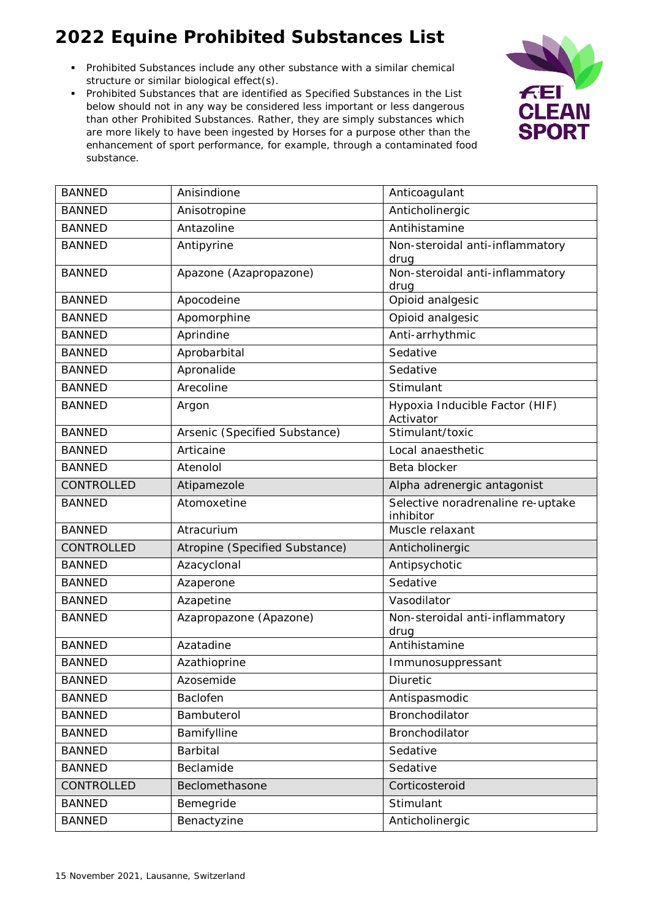# 2022 Equine Prohibited Substances List

- Prohibited Substances include any other substance with a similar chemical structure or similar biological effect(s).
- Prohibited Substances that are identified as Specified Substances in the List below should not in any way be considered less important or less dangerous than other Prohibited Substances. Rather, they are simply substances which are more likely to have been ingested by Horses for a purpose other than the enhancement of sport performance, for example, through a contaminated food substance.

| | | |
|---|---|---|
| BANNED | Anisindione | Anticoagulant |
| BANNED | Anisotropine | Anticholinergic |
| BANNED | Antazoline | Antihistamine |
| BANNED | Antipyrine | Non-steroidal anti-inflammatory drug |
| BANNED | Apazone (Azapropazone) | Non-steroidal anti-inflammatory drug |
| BANNED | Apocodeine | Opioid analgesic |
| BANNED | Apomorphine | Opioid analgesic |
| BANNED | Aprindine | Anti-arrhythmic |
| BANNED | Aprobarbital | Sedative |
| BANNED | Apronalide | Sedative |
| BANNED | Arecoline | Stimulant |
| BANNED | Argon | Hypoxia Inducible Factor (HIF) Activator |
| BANNED | Arsenic (Specified Substance) | Stimulant/toxic |
| BANNED | Articaine | Local anaesthetic |
| BANNED | Atenolol | Beta blocker |
| CONTROLLED | Atipamezole | Alpha adrenergic antagonist |
| BANNED | Atomoxetine | Selective noradrenaline re-uptake inhibitor |
| BANNED | Atracurium | Muscle relaxant |
| CONTROLLED | Atropine (Specified Substance) | Anticholinergic |
| BANNED | Azacyclonal | Antipsychotic |
| BANNED | Azaperone | Sedative |
| BANNED | Azapetine | Vasodilator |
| BANNED | Azapropazone (Apazone) | Non-steroidal anti-inflammatory drug |
| BANNED | Azatadine | Antihistamine |
| BANNED | Azathioprine | Immunosuppressant |
| BANNED | Azosemide | Diuretic |
| BANNED | Baclofen | Antispasmodic |
| BANNED | Bambuterol | Bronchodilator |
| BANNED | Bamifylline | Bronchodilator |
| BANNED | Barbital | Sedative |
| BANNED | Beclamide | Sedative |
| CONTROLLED | Beclomethasone | Corticosteroid |
| BANNED | Bemegride | Stimulant |
| BANNED | Benactyzine | Anticholinergic |

15 November 2021, Lausanne, Switzerland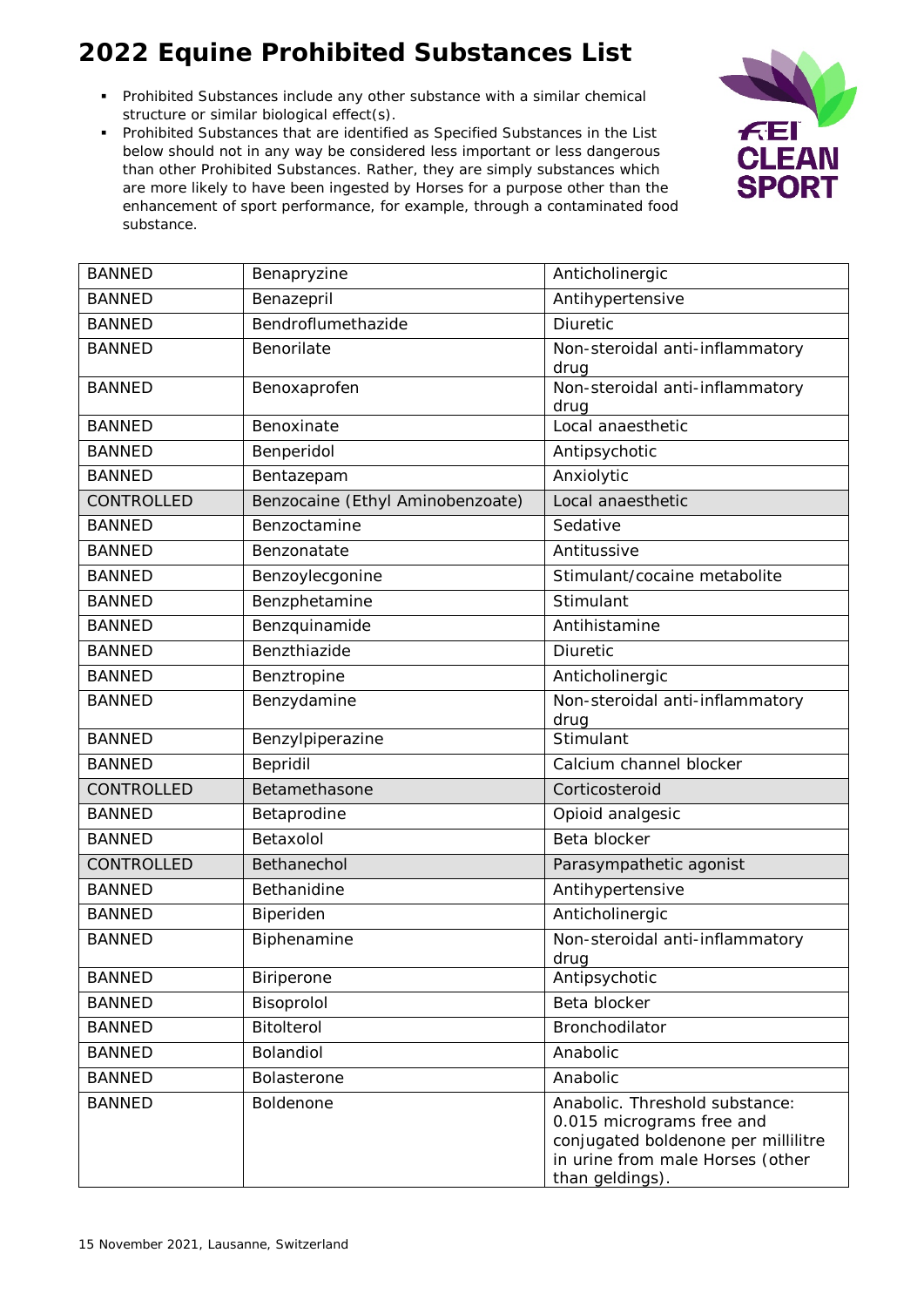# 2022 Equine Prohibited Substances List

- Prohibited Substances include any other substance with a similar chemical structure or similar biological effect(s).
- Prohibited Substances that are identified as Specified Substances in the List below should not in any way be considered less important or less dangerous than other Prohibited Substances. Rather, they are simply substances which are more likely to have been ingested by Horses for a purpose other than the enhancement of sport performance, for example, through a contaminated food substance.

| | | |
|---|---|---|
| BANNED | Benapryzine | Anticholinergic |
| BANNED | Benazepril | Antihypertensive |
| BANNED | Bendroflumethazide | Diuretic |
| BANNED | Benorilate | Non-steroidal anti-inflammatory drug |
| BANNED | Benoxaprofen | Non-steroidal anti-inflammatory drug |
| BANNED | Benoxinate | Local anaesthetic |
| BANNED | Benperidol | Antipsychotic |
| BANNED | Bentazepam | Anxiolytic |
| CONTROLLED | Benzocaine (Ethyl Aminobenzoate) | Local anaesthetic |
| BANNED | Benzoctamine | Sedative |
| BANNED | Benzonatate | Antitussive |
| BANNED | Benzoylecgonine | Stimulant/cocaine metabolite |
| BANNED | Benzphetamine | Stimulant |
| BANNED | Benzquinamide | Antihistamine |
| BANNED | Benzthiazide | Diuretic |
| BANNED | Benztropine | Anticholinergic |
| BANNED | Benzydamine | Non-steroidal anti-inflammatory drug |
| BANNED | Benzylpiperazine | Stimulant |
| BANNED | Bepridil | Calcium channel blocker |
| CONTROLLED | Betamethasone | Corticosteroid |
| BANNED | Betaprodine | Opioid analgesic |
| BANNED | Betaxolol | Beta blocker |
| CONTROLLED | Bethanechol | Parasympathetic agonist |
| BANNED | Bethanidine | Antihypertensive |
| BANNED | Biperiden | Anticholinergic |
| BANNED | Biphenamine | Non-steroidal anti-inflammatory drug |
| BANNED | Biriperone | Antipsychotic |
| BANNED | Bisoprolol | Beta blocker |
| BANNED | Bitolterol | Bronchodilator |
| BANNED | Bolandiol | Anabolic |
| BANNED | Bolasterone | Anabolic |
| BANNED | Boldenone | Anabolic. Threshold substance: 0.015 micrograms free and conjugated boldenone per millilitre in urine from male Horses (other than geldings). |

15 November 2021, Lausanne, Switzerland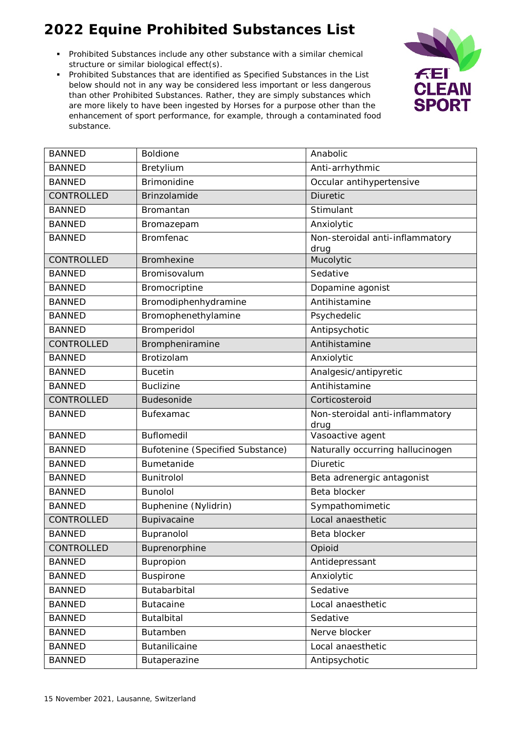# 2022 Equine Prohibited Substances List

- Prohibited Substances include any other substance with a similar chemical structure or similar biological effect(s).
- Prohibited Substances that are identified as Specified Substances in the List below should not in any way be considered less important or less dangerous than other Prohibited Substances. Rather, they are simply substances which are more likely to have been ingested by Horses for a purpose other than the enhancement of sport performance, for example, through a contaminated food substance.

| | | |
|---|---|---|
| BANNED | Boldione | Anabolic |
| BANNED | Bretylium | Anti-arrhythmic |
| BANNED | Brimonidine | Occular antihypertensive |
| CONTROLLED | Brinzolamide | Diuretic |
| BANNED | Bromantan | Stimulant |
| BANNED | Bromazepam | Anxiolytic |
| BANNED | Bromfenac | Non-steroidal anti-inflammatory drug |
| CONTROLLED | Bromhexine | Mucolytic |
| BANNED | Bromisovalum | Sedative |
| BANNED | Bromocriptine | Dopamine agonist |
| BANNED | Bromodiphenhydramine | Antihistamine |
| BANNED | Bromophenethylamine | Psychedelic |
| BANNED | Bromperidol | Antipsychotic |
| CONTROLLED | Brompheniramine | Antihistamine |
| BANNED | Brotizolam | Anxiolytic |
| BANNED | Bucetin | Analgesic/antipyretic |
| BANNED | Buclizine | Antihistamine |
| CONTROLLED | Budesonide | Corticosteroid |
| BANNED | Bufexamac | Non-steroidal anti-inflammatory drug |
| BANNED | Buflomedil | Vasoactive agent |
| BANNED | Bufotenine (Specified Substance) | Naturally occurring hallucinogen |
| BANNED | Bumetanide | Diuretic |
| BANNED | Bunitrolol | Beta adrenergic antagonist |
| BANNED | Bunolol | Beta blocker |
| BANNED | Buphenine (Nylidrin) | Sympathomimetic |
| CONTROLLED | Bupivacaine | Local anaesthetic |
| BANNED | Bupranolol | Beta blocker |
| CONTROLLED | Buprenorphine | Opioid |
| BANNED | Bupropion | Antidepressant |
| BANNED | Buspirone | Anxiolytic |
| BANNED | Butabarbital | Sedative |
| BANNED | Butacaine | Local anaesthetic |
| BANNED | Butalbital | Sedative |
| BANNED | Butamben | Nerve blocker |
| BANNED | Butanilicaine | Local anaesthetic |
| BANNED | Butaperazine | Antipsychotic |

15 November 2021, Lausanne, Switzerland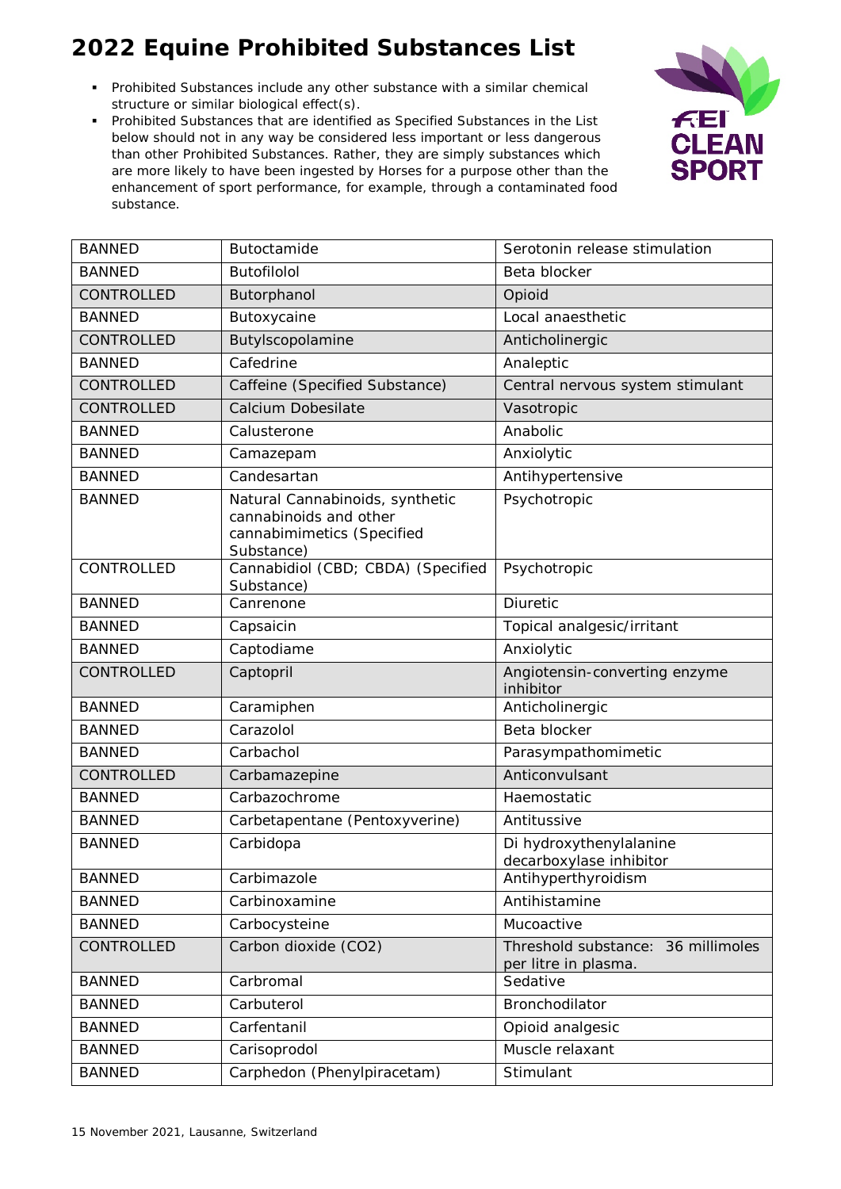# 2022 Equine Prohibited Substances List

- Prohibited Substances include any other substance with a similar chemical structure or similar biological effect(s).
- Prohibited Substances that are identified as Specified Substances in the List below should not in any way be considered less important or less dangerous than other Prohibited Substances. Rather, they are simply substances which are more likely to have been ingested by Horses for a purpose other than the enhancement of sport performance, for example, through a contaminated food substance.

| | | |
|---|---|---|
| BANNED | Butoctamide | Serotonin release stimulation |
| BANNED | Butofilolol | Beta blocker |
| CONTROLLED | Butorphanol | Opioid |
| BANNED | Butoxycaine | Local anaesthetic |
| CONTROLLED | Butylscopolamine | Anticholinergic |
| BANNED | Cafedrine | Analeptic |
| CONTROLLED | Caffeine (Specified Substance) | Central nervous system stimulant |
| CONTROLLED | Calcium Dobesilate | Vasotropic |
| BANNED | Calusterone | Anabolic |
| BANNED | Camazepam | Anxiolytic |
| BANNED | Candesartan | Antihypertensive |
| BANNED | Natural Cannabinoids, synthetic cannabinoids and other cannabimimetics (Specified Substance) | Psychotropic |
| CONTROLLED | Cannabidiol (CBD; CBDA) (Specified Substance) | Psychotropic |
| BANNED | Canrenone | Diuretic |
| BANNED | Capsaicin | Topical analgesic/irritant |
| BANNED | Captodiame | Anxiolytic |
| CONTROLLED | Captopril | Angiotensin-converting enzyme inhibitor |
| BANNED | Caramiphen | Anticholinergic |
| BANNED | Carazolol | Beta blocker |
| BANNED | Carbachol | Parasympathomimetic |
| CONTROLLED | Carbamazepine | Anticonvulsant |
| BANNED | Carbazochrome | Haemostatic |
| BANNED | Carbetapentane (Pentoxyverine) | Antitussive |
| BANNED | Carbidopa | Di hydroxythenylalanine decarboxylase inhibitor |
| BANNED | Carbimazole | Antihyperthyroidism |
| BANNED | Carbinoxamine | Antihistamine |
| BANNED | Carbocysteine | Mucoactive |
| CONTROLLED | Carbon dioxide ($CO_2$) | Threshold substance: 36 millimoles per litre in plasma. |
| BANNED | Carbromal | Sedative |
| BANNED | Carbuterol | Bronchodilator |
| BANNED | Carfentanil | Opioid analgesic |
| BANNED | Carisoprodol | Muscle relaxant |
| BANNED | Carphedon (Phenylpiracetam) | Stimulant |

15 November 2021, Lausanne, Switzerland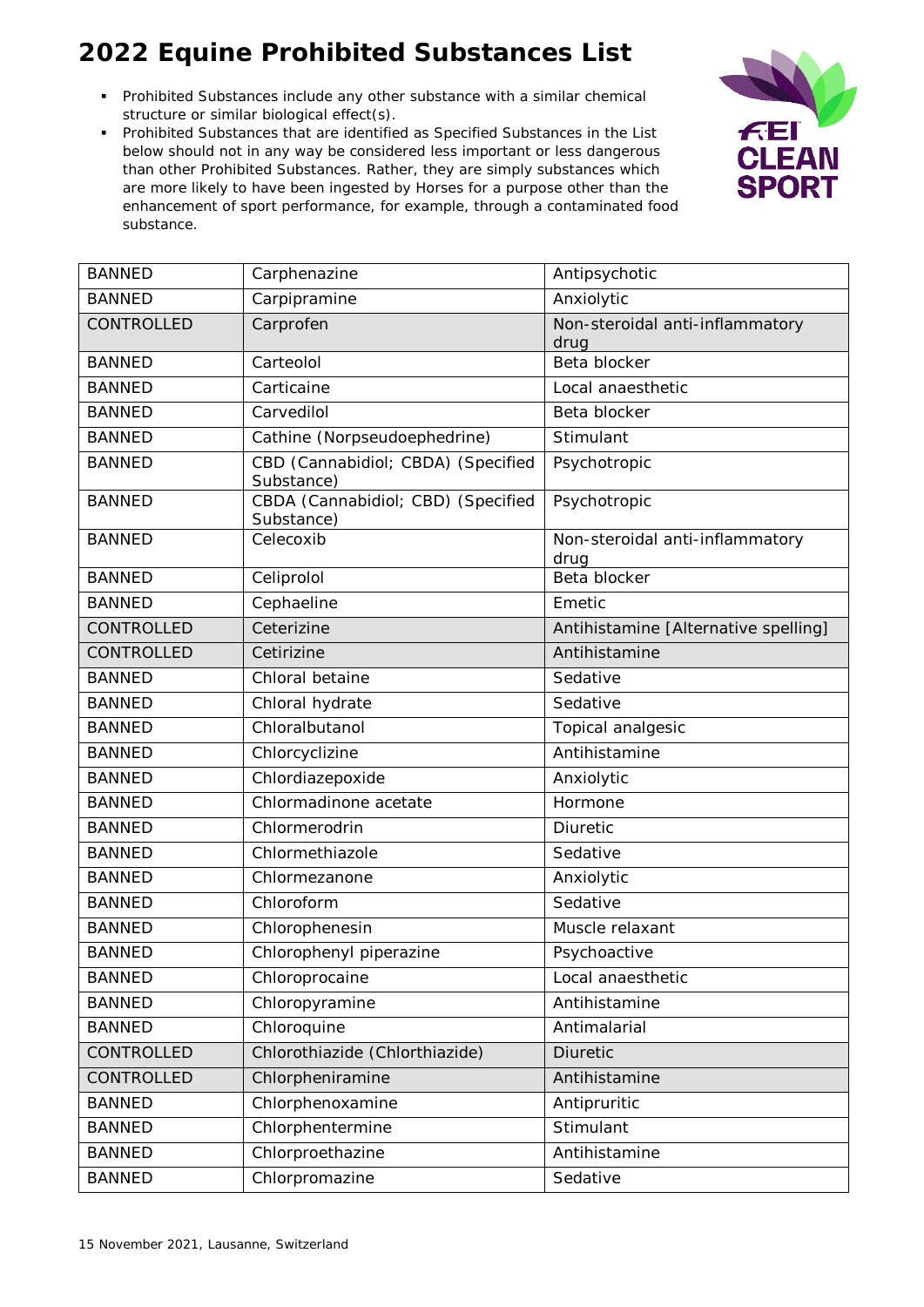# 2022 Equine Prohibited Substances List

- Prohibited Substances include any other substance with a similar chemical structure or similar biological effect(s).
- Prohibited Substances that are identified as Specified Substances in the List below should not in any way be considered less important or less dangerous than other Prohibited Substances. Rather, they are simply substances which are more likely to have been ingested by Horses for a purpose other than the enhancement of sport performance, for example, through a contaminated food substance.

| | | |
|---|---|---|
| BANNED | Carphenazine | Antipsychotic |
| BANNED | Carpipramine | Anxiolytic |
| CONTROLLED | Carprofen | Non-steroidal anti-inflammatory drug |
| BANNED | Carteolol | Beta blocker |
| BANNED | Carticaine | Local anaesthetic |
| BANNED | Carvedilol | Beta blocker |
| BANNED | Cathine (Norpseudoephedrine) | Stimulant |
| BANNED | CBD (Cannabidiol; CBDA) (Specified Substance) | Psychotropic |
| BANNED | CBDA (Cannabidiol; CBD) (Specified Substance) | Psychotropic |
| BANNED | Celecoxib | Non-steroidal anti-inflammatory drug |
| BANNED | Celiprolol | Beta blocker |
| BANNED | Cephaeline | Emetic |
| CONTROLLED | Ceterizine | Antihistamine [Alternative spelling] |
| CONTROLLED | Cetirizine | Antihistamine |
| BANNED | Chloral betaine | Sedative |
| BANNED | Chloral hydrate | Sedative |
| BANNED | Chloralbutanol | Topical analgesic |
| BANNED | Chlorcyclizine | Antihistamine |
| BANNED | Chlordiazepoxide | Anxiolytic |
| BANNED | Chlormadinone acetate | Hormone |
| BANNED | Chlormerodrin | Diuretic |
| BANNED | Chlormethiazole | Sedative |
| BANNED | Chlormezanone | Anxiolytic |
| BANNED | Chloroform | Sedative |
| BANNED | Chlorophenesin | Muscle relaxant |
| BANNED | Chlorophenyl piperazine | Psychoactive |
| BANNED | Chloroprocaine | Local anaesthetic |
| BANNED | Chloropyramine | Antihistamine |
| BANNED | Chloroquine | Antimalarial |
| CONTROLLED | Chlorothiazide (Chlorthiazide) | Diuretic |
| CONTROLLED | Chlorpheniramine | Antihistamine |
| BANNED | Chlorphenoxamine | Antipruritic |
| BANNED | Chlorphentermine | Stimulant |
| BANNED | Chlorproethazine | Antihistamine |
| BANNED | Chlorpromazine | Sedative |

15 November 2021, Lausanne, Switzerland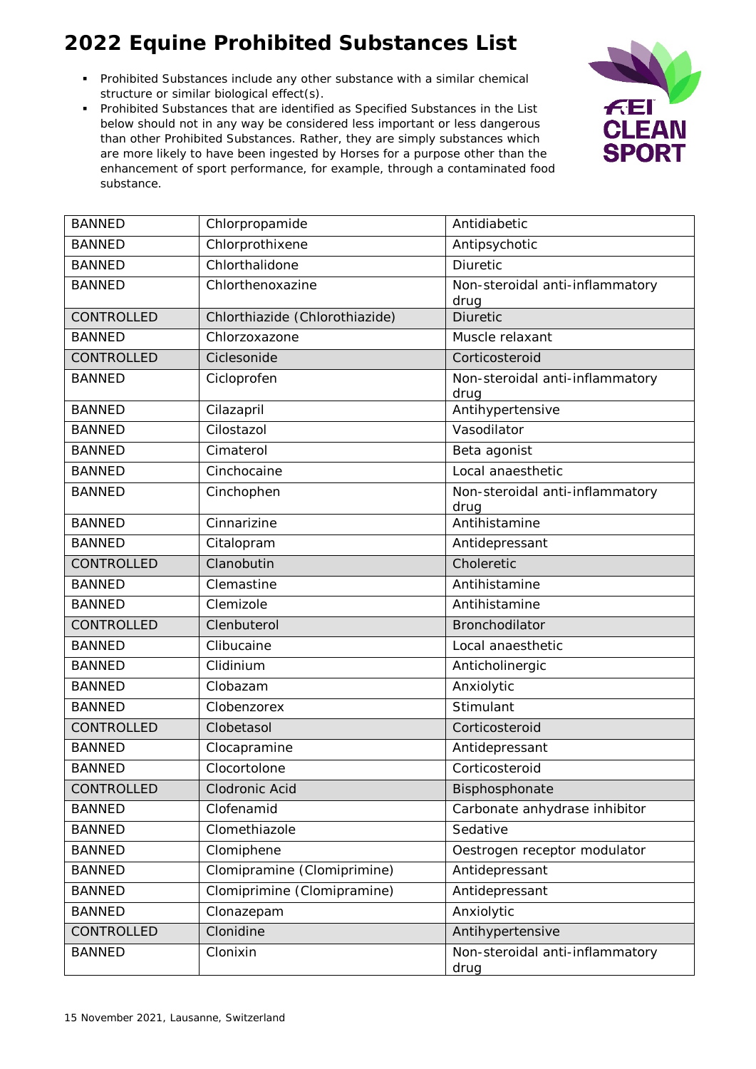# 2022 Equine Prohibited Substances List

- Prohibited Substances include any other substance with a similar chemical structure or similar biological effect(s).
- Prohibited Substances that are identified as Specified Substances in the List below should not in any way be considered less important or less dangerous than other Prohibited Substances. Rather, they are simply substances which are more likely to have been ingested by Horses for a purpose other than the enhancement of sport performance, for example, through a contaminated food substance.

| | | |
|---|---|---|
| BANNED | Chlorpropamide | Antidiabetic |
| BANNED | Chlorprothixene | Antipsychotic |
| BANNED | Chlorthalidone | Diuretic |
| BANNED | Chlorthenoxazine | Non-steroidal anti-inflammatory drug |
| CONTROLLED | Chlorthiazide (Chlorothiazide) | Diuretic |
| BANNED | Chlorzoxazone | Muscle relaxant |
| CONTROLLED | Ciclesonide | Corticosteroid |
| BANNED | Cicloprofen | Non-steroidal anti-inflammatory drug |
| BANNED | Cilazapril | Antihypertensive |
| BANNED | Cilostazol | Vasodilator |
| BANNED | Cimaterol | Beta agonist |
| BANNED | Cinchocaine | Local anaesthetic |
| BANNED | Cinchophen | Non-steroidal anti-inflammatory drug |
| BANNED | Cinnarizine | Antihistamine |
| BANNED | Citalopram | Antidepressant |
| CONTROLLED | Clanobutin | Choleretic |
| BANNED | Clemastine | Antihistamine |
| BANNED | Clemizole | Antihistamine |
| CONTROLLED | Clenbuterol | Bronchodilator |
| BANNED | Clibucaine | Local anaesthetic |
| BANNED | Clidinium | Anticholinergic |
| BANNED | Clobazam | Anxiolytic |
| BANNED | Clobenzorex | Stimulant |
| CONTROLLED | Clobetasol | Corticosteroid |
| BANNED | Clocapramine | Antidepressant |
| BANNED | Clocortolone | Corticosteroid |
| CONTROLLED | Clodronic Acid | Bisphosphonate |
| BANNED | Clofenamid | Carbonate anhydrase inhibitor |
| BANNED | Clomethiazole | Sedative |
| BANNED | Clomiphene | Oestrogen receptor modulator |
| BANNED | Clomipramine (Clomiprimine) | Antidepressant |
| BANNED | Clomiprimine (Clomipramine) | Antidepressant |
| BANNED | Clonazepam | Anxiolytic |
| CONTROLLED | Clonidine | Antihypertensive |
| BANNED | Clonixin | Non-steroidal anti-inflammatory drug |

15 November 2021, Lausanne, Switzerland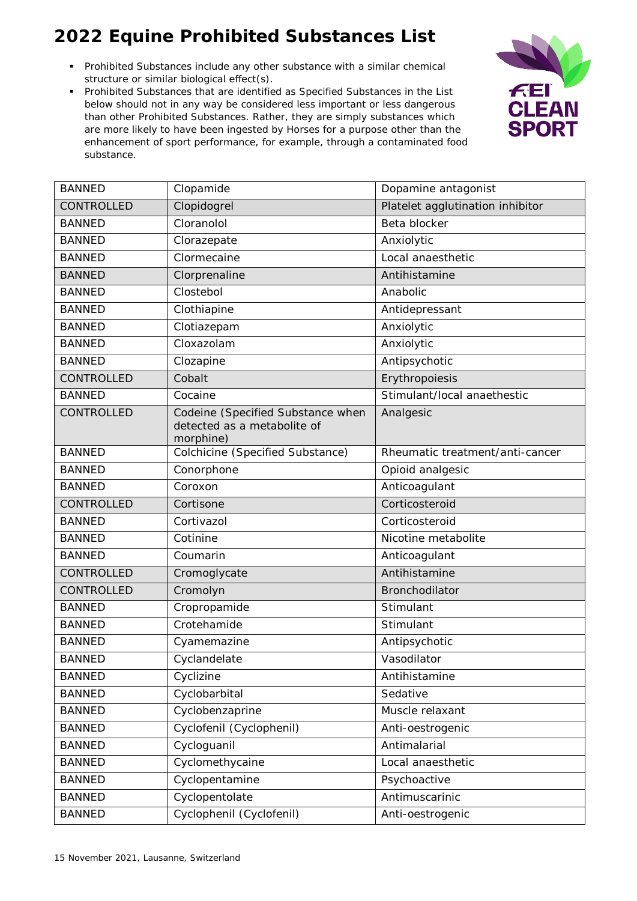# 2022 Equine Prohibited Substances List

- Prohibited Substances include any other substance with a similar chemical structure or similar biological effect(s).
- Prohibited Substances that are identified as Specified Substances in the List below should not in any way be considered less important or less dangerous than other Prohibited Substances. Rather, they are simply substances which are more likely to have been ingested by Horses for a purpose other than the enhancement of sport performance, for example, through a contaminated food substance.

| | | |
|---|---|---|
| BANNED | Clopamide | Dopamine antagonist |
| CONTROLLED | Clopidogrel | Platelet agglutination inhibitor |
| BANNED | Cloranolol | Beta blocker |
| BANNED | Clorazepate | Anxiolytic |
| BANNED | Clormecaine | Local anaesthetic |
| BANNED | Clorprenaline | Antihistamine |
| BANNED | Clostebol | Anabolic |
| BANNED | Clothiapine | Antidepressant |
| BANNED | Clotiazepam | Anxiolytic |
| BANNED | Cloxazolam | Anxiolytic |
| BANNED | Clozapine | Antipsychotic |
| CONTROLLED | Cobalt | Erythropoiesis |
| BANNED | Cocaine | Stimulant/local anaethestic |
| CONTROLLED | Codeine (Specified Substance when detected as a metabolite of morphine) | Analgesic |
| BANNED | Colchicine (Specified Substance) | Rheumatic treatment/anti-cancer |
| BANNED | Conorphone | Opioid analgesic |
| BANNED | Coroxon | Anticoagulant |
| CONTROLLED | Cortisone | Corticosteroid |
| BANNED | Cortivazol | Corticosteroid |
| BANNED | Cotinine | Nicotine metabolite |
| BANNED | Coumarin | Anticoagulant |
| CONTROLLED | Cromoglycate | Antihistamine |
| CONTROLLED | Cromolyn | Bronchodilator |
| BANNED | Cropropamide | Stimulant |
| BANNED | Crotehamide | Stimulant |
| BANNED | Cyamemazine | Antipsychotic |
| BANNED | Cyclandelate | Vasodilator |
| BANNED | Cyclizine | Antihistamine |
| BANNED | Cyclobarbital | Sedative |
| BANNED | Cyclobenzaprine | Muscle relaxant |
| BANNED | Cyclofenil (Cyclophenil) | Anti-oestrogenic |
| BANNED | Cycloguanil | Antimalarial |
| BANNED | Cyclomethycaine | Local anaesthetic |
| BANNED | Cyclopentamine | Psychoactive |
| BANNED | Cyclopentolate | Antimuscarinic |
| BANNED | Cyclophenil (Cyclofenil) | Anti-oestrogenic |

15 November 2021, Lausanne, Switzerland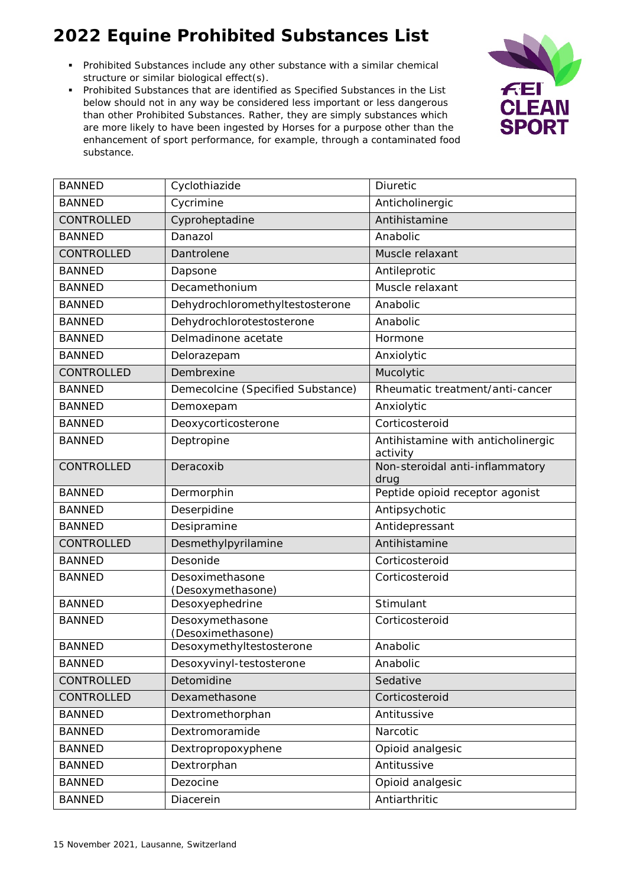# 2022 Equine Prohibited Substances List

- Prohibited Substances include any other substance with a similar chemical structure or similar biological effect(s).
- Prohibited Substances that are identified as Specified Substances in the List below should not in any way be considered less important or less dangerous than other Prohibited Substances. Rather, they are simply substances which are more likely to have been ingested by Horses for a purpose other than the enhancement of sport performance, for example, through a contaminated food substance.

| | | |
|---|---|---|
| BANNED | Cyclothiazide | Diuretic |
| BANNED | Cycrimine | Anticholinergic |
| CONTROLLED | Cyproheptadine | Antihistamine |
| BANNED | Danazol | Anabolic |
| CONTROLLED | Dantrolene | Muscle relaxant |
| BANNED | Dapsone | Antileprotic |
| BANNED | Decamethonium | Muscle relaxant |
| BANNED | Dehydrochloromethyltestosterone | Anabolic |
| BANNED | Dehydrochlorotestosterone | Anabolic |
| BANNED | Delmadinone acetate | Hormone |
| BANNED | Delorazepam | Anxiolytic |
| CONTROLLED | Dembrexine | Mucolytic |
| BANNED | Demecolcine (Specified Substance) | Rheumatic treatment/anti-cancer |
| BANNED | Demoxepam | Anxiolytic |
| BANNED | Deoxycorticosterone | Corticosteroid |
| BANNED | Deptropine | Antihistamine with anticholinergic activity |
| CONTROLLED | Deracoxib | Non-steroidal anti-inflammatory drug |
| BANNED | Dermorphin | Peptide opioid receptor agonist |
| BANNED | Deserpidine | Antipsychotic |
| BANNED | Desipramine | Antidepressant |
| CONTROLLED | Desmethylpyrilamine | Antihistamine |
| BANNED | Desonide | Corticosteroid |
| BANNED | Desoximethasone (Desoxymethasone) | Corticosteroid |
| BANNED | Desoxyephedrine | Stimulant |
| BANNED | Desoxymethasone (Desoximethasone) | Corticosteroid |
| BANNED | Desoxymethyltestosterone | Anabolic |
| BANNED | Desoxyvinyl-testosterone | Anabolic |
| CONTROLLED | Detomidine | Sedative |
| CONTROLLED | Dexamethasone | Corticosteroid |
| BANNED | Dextromethorphan | Antitussive |
| BANNED | Dextromoramide | Narcotic |
| BANNED | Dextropropoxyphene | Opioid analgesic |
| BANNED | Dextrorphan | Antitussive |
| BANNED | Dezocine | Opioid analgesic |
| BANNED | Diacerein | Antiarthritic |

15 November 2021, Lausanne, Switzerland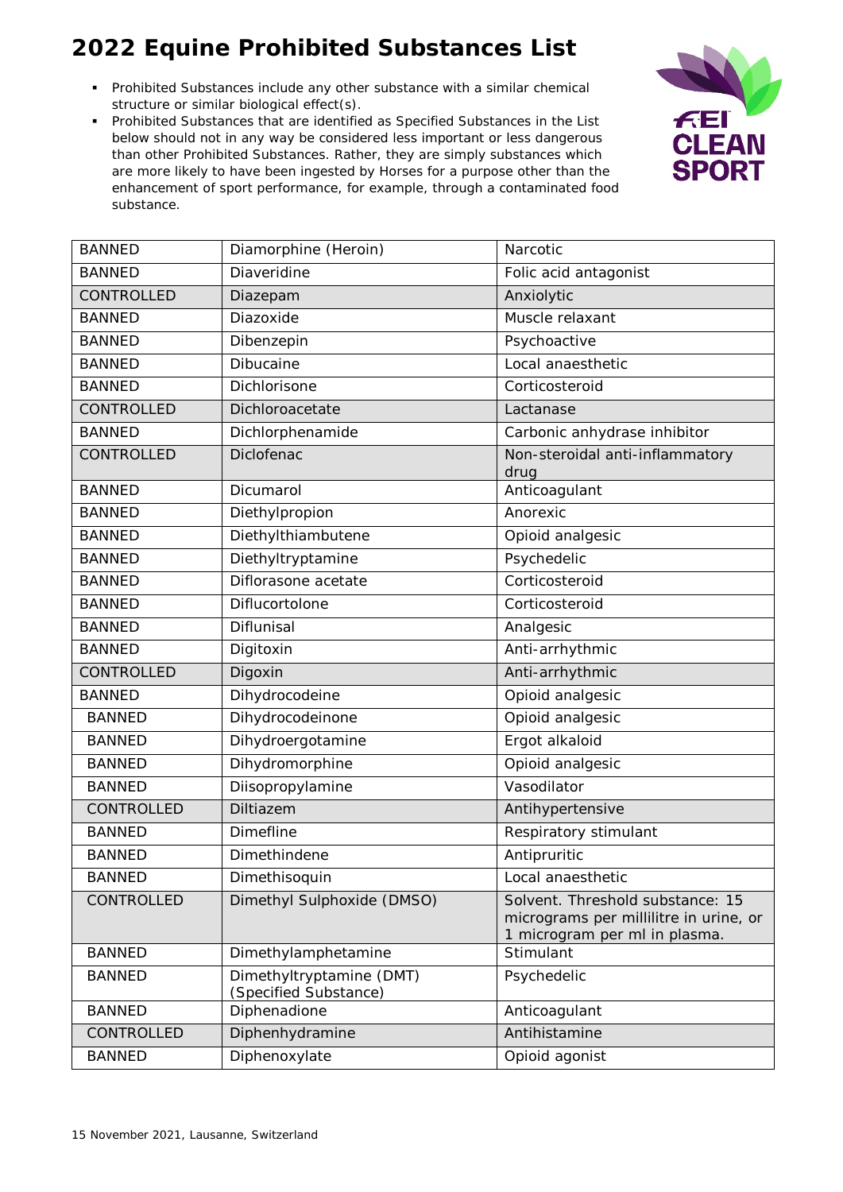# 2022 Equine Prohibited Substances List

- Prohibited Substances include any other substance with a similar chemical structure or similar biological effect(s).
- Prohibited Substances that are identified as Specified Substances in the List below should not in any way be considered less important or less dangerous than other Prohibited Substances. Rather, they are simply substances which are more likely to have been ingested by Horses for a purpose other than the enhancement of sport performance, for example, through a contaminated food substance.

| | | |
|---|---|---|
| BANNED | Diamorphine (Heroin) | Narcotic |
| BANNED | Diaveridine | Folic acid antagonist |
| CONTROLLED | Diazepam | Anxiolytic |
| BANNED | Diazoxide | Muscle relaxant |
| BANNED | Dibenzepin | Psychoactive |
| BANNED | Dibucaine | Local anaesthetic |
| BANNED | Dichlorisone | Corticosteroid |
| CONTROLLED | Dichloroacetate | Lactanase |
| BANNED | Dichlorphenamide | Carbonic anhydrase inhibitor |
| CONTROLLED | Diclofenac | Non-steroidal anti-inflammatory drug |
| BANNED | Dicumarol | Anticoagulant |
| BANNED | Diethylpropion | Anorexic |
| BANNED | Diethylthiambutene | Opioid analgesic |
| BANNED | Diethyltryptamine | Psychedelic |
| BANNED | Diflorasone acetate | Corticosteroid |
| BANNED | Diflucortolone | Corticosteroid |
| BANNED | Diflunisal | Analgesic |
| BANNED | Digitoxin | Anti-arrhythmic |
| CONTROLLED | Digoxin | Anti-arrhythmic |
| BANNED | Dihydrocodeine | Opioid analgesic |
| BANNED | Dihydrocodeinone | Opioid analgesic |
| BANNED | Dihydroergotamine | Ergot alkaloid |
| BANNED | Dihydromorphine | Opioid analgesic |
| BANNED | Diisopropylamine | Vasodilator |
| CONTROLLED | Diltiazem | Antihypertensive |
| BANNED | Dimefline | Respiratory stimulant |
| BANNED | Dimethindene | Antipruritic |
| BANNED | Dimethisoquin | Local anaesthetic |
| CONTROLLED | Dimethyl Sulphoxide (DMSO) | Solvent. Threshold substance: 15 micrograms per millilitre in urine, or 1 microgram per ml in plasma. |
| BANNED | Dimethylamphetamine | Stimulant |
| BANNED | Dimethyltryptamine (DMT) (Specified Substance) | Psychedelic |
| BANNED | Diphenadione | Anticoagulant |
| CONTROLLED | Diphenhydramine | Antihistamine |
| BANNED | Diphenoxylate | Opioid agonist |

15 November 2021, Lausanne, Switzerland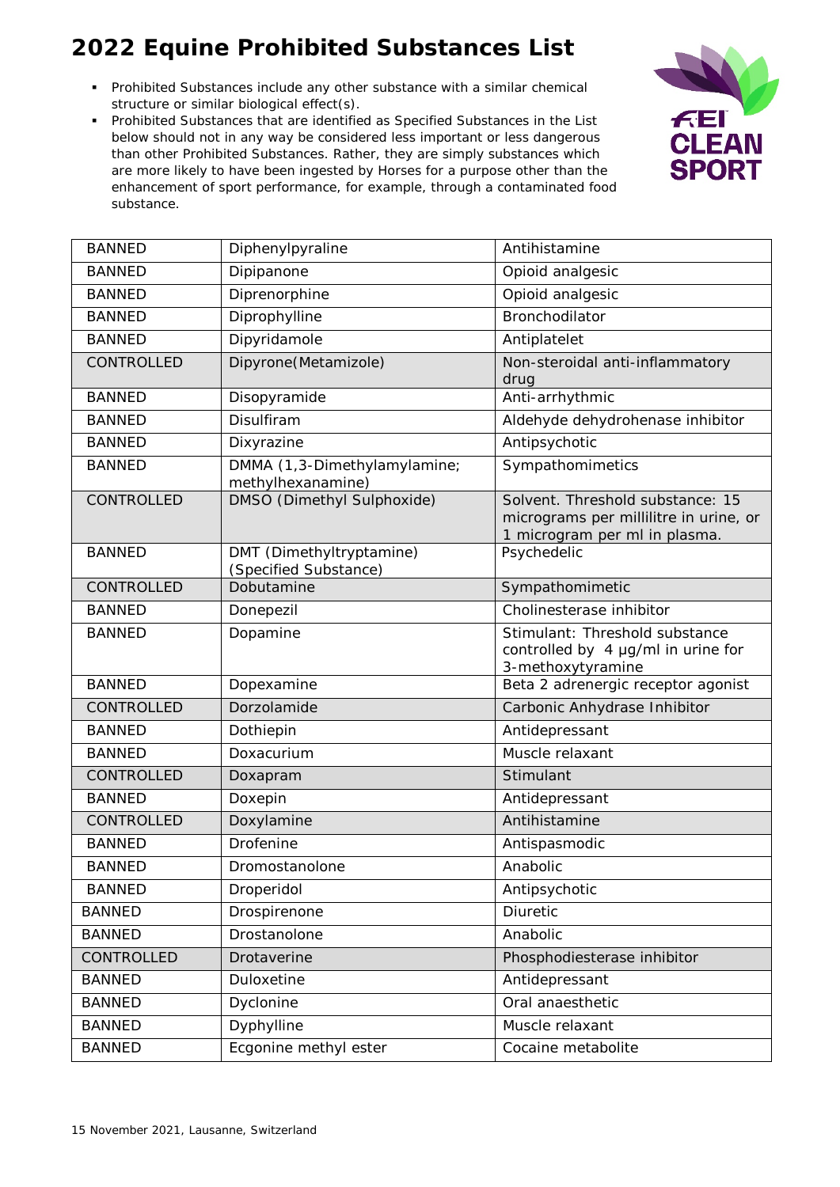# 2022 Equine Prohibited Substances List

- Prohibited Substances include any other substance with a similar chemical structure or similar biological effect(s).
- Prohibited Substances that are identified as Specified Substances in the List below should not in any way be considered less important or less dangerous than other Prohibited Substances. Rather, they are simply substances which are more likely to have been ingested by Horses for a purpose other than the enhancement of sport performance, for example, through a contaminated food substance.

| | | |
|---|---|---|
| BANNED | Diphenylpyraline | Antihistamine |
| BANNED | Dipipanone | Opioid analgesic |
| BANNED | Diprenorphine | Opioid analgesic |
| BANNED | Diprophylline | Bronchodilator |
| BANNED | Dipyridamole | Antiplatelet |
| CONTROLLED | Dipyrone(Metamizole) | Non-steroidal anti-inflammatory drug |
| BANNED | Disopyramide | Anti-arrhythmic |
| BANNED | Disulfiram | Aldehyde dehydrohenase inhibitor |
| BANNED | Dixyrazine | Antipsychotic |
| BANNED | DMMA (1,3-Dimethylamylamine; methylhexanamine) | Sympathomimetics |
| CONTROLLED | DMSO (Dimethyl Sulphoxide) | Solvent. Threshold substance: 15 micrograms per millilitre in urine, or 1 microgram per ml in plasma. |
| BANNED | DMT (Dimethyltryptamine) (Specified Substance) | Psychedelic |
| CONTROLLED | Dobutamine | Sympathomimetic |
| BANNED | Donepezil | Cholinesterase inhibitor |
| BANNED | Dopamine | Stimulant: Threshold substance controlled by 4 µg/ml in urine for 3-methoxytyramine |
| BANNED | Dopexamine | Beta 2 adrenergic receptor agonist |
| CONTROLLED | Dorzolamide | Carbonic Anhydrase Inhibitor |
| BANNED | Dothiepin | Antidepressant |
| BANNED | Doxacurium | Muscle relaxant |
| CONTROLLED | Doxapram | Stimulant |
| BANNED | Doxepin | Antidepressant |
| CONTROLLED | Doxylamine | Antihistamine |
| BANNED | Drofenine | Antispasmodic |
| BANNED | Dromostanolone | Anabolic |
| BANNED | Droperidol | Antipsychotic |
| BANNED | Drospirenone | Diuretic |
| BANNED | Drostanolone | Anabolic |
| CONTROLLED | Drotaverine | Phosphodiesterase inhibitor |
| BANNED | Duloxetine | Antidepressant |
| BANNED | Dyclonine | Oral anaesthetic |
| BANNED | Dyphylline | Muscle relaxant |
| BANNED | Ecgonine methyl ester | Cocaine metabolite |

15 November 2021, Lausanne, Switzerland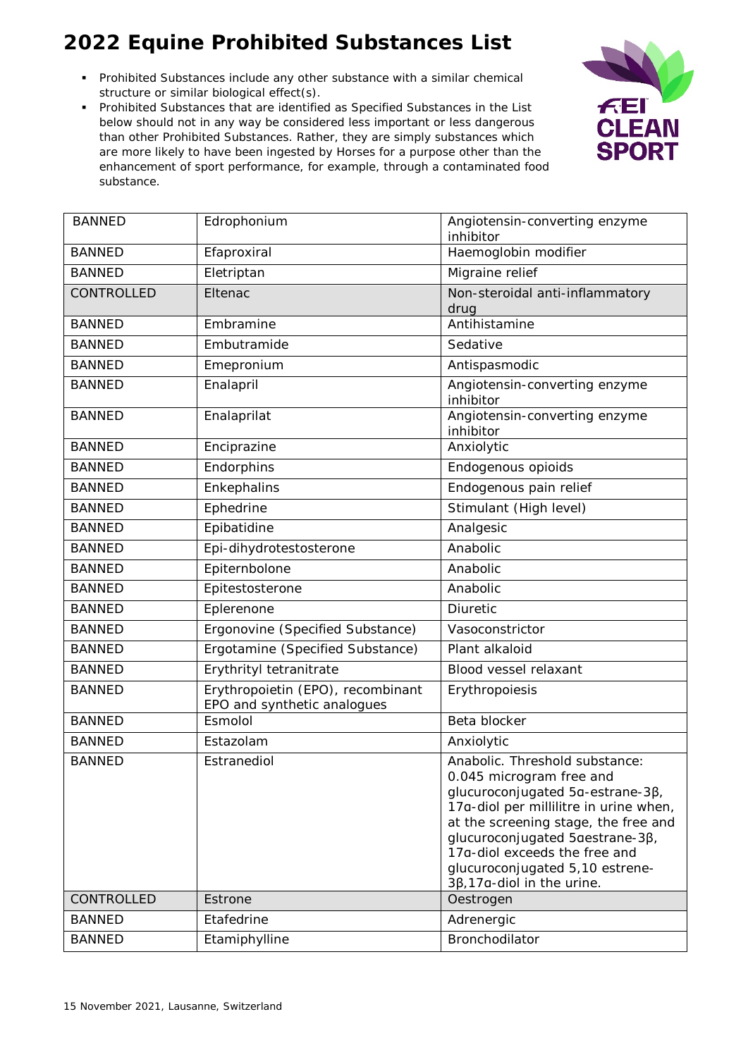# 2022 Equine Prohibited Substances List

- Prohibited Substances include any other substance with a similar chemical structure or similar biological effect(s).
- Prohibited Substances that are identified as Specified Substances in the List below should not in any way be considered less important or less dangerous than other Prohibited Substances. Rather, they are simply substances which are more likely to have been ingested by Horses for a purpose other than the enhancement of sport performance, for example, through a contaminated food substance.

| BANNED | Edrophonium | Angiotensin-converting enzyme inhibitor |
|---|---|---|
| BANNED | Efaproxiral | Haemoglobin modifier |
| BANNED | Eletriptan | Migraine relief |
| CONTROLLED | Eltenac | Non-steroidal anti-inflammatory drug |
| BANNED | Embramine | Antihistamine |
| BANNED | Embutramide | Sedative |
| BANNED | Emepronium | Antispasmodic |
| BANNED | Enalapril | Angiotensin-converting enzyme inhibitor |
| BANNED | Enalaprilat | Angiotensin-converting enzyme inhibitor |
| BANNED | Enciprazine | Anxiolytic |
| BANNED | Endorphins | Endogenous opioids |
| BANNED | Enkephalins | Endogenous pain relief |
| BANNED | Ephedrine | Stimulant (High level) |
| BANNED | Epibatidine | Analgesic |
| BANNED | Epi-dihydrotestosterone | Anabolic |
| BANNED | Epiternbolone | Anabolic |
| BANNED | Epitestosterone | Anabolic |
| BANNED | Eplerenone | Diuretic |
| BANNED | Ergonovine (Specified Substance) | Vasoconstrictor |
| BANNED | Ergotamine (Specified Substance) | Plant alkaloid |
| BANNED | Erythrityl tetranitrate | Blood vessel relaxant |
| BANNED | Erythropoietin (EPO), recombinant EPO and synthetic analogues | Erythropoiesis |
| BANNED | Esmolol | Beta blocker |
| BANNED | Estazolam | Anxiolytic |
| BANNED | Estranediol | Anabolic. Threshold substance: 0.045 microgram free and glucuroconjugated 5α-estrane-3β, 17α-diol per millilitre in urine when, at the screening stage, the free and glucuroconjugated 5αestrane-3β, 17α-diol exceeds the free and glucuroconjugated 5,10 estrene-3β,17α-diol in the urine. |
| CONTROLLED | Estrone | Oestrogen |
| BANNED | Etafedrine | Adrenergic |
| BANNED | Etamiphylline | Bronchodilator |

15 November 2021, Lausanne, Switzerland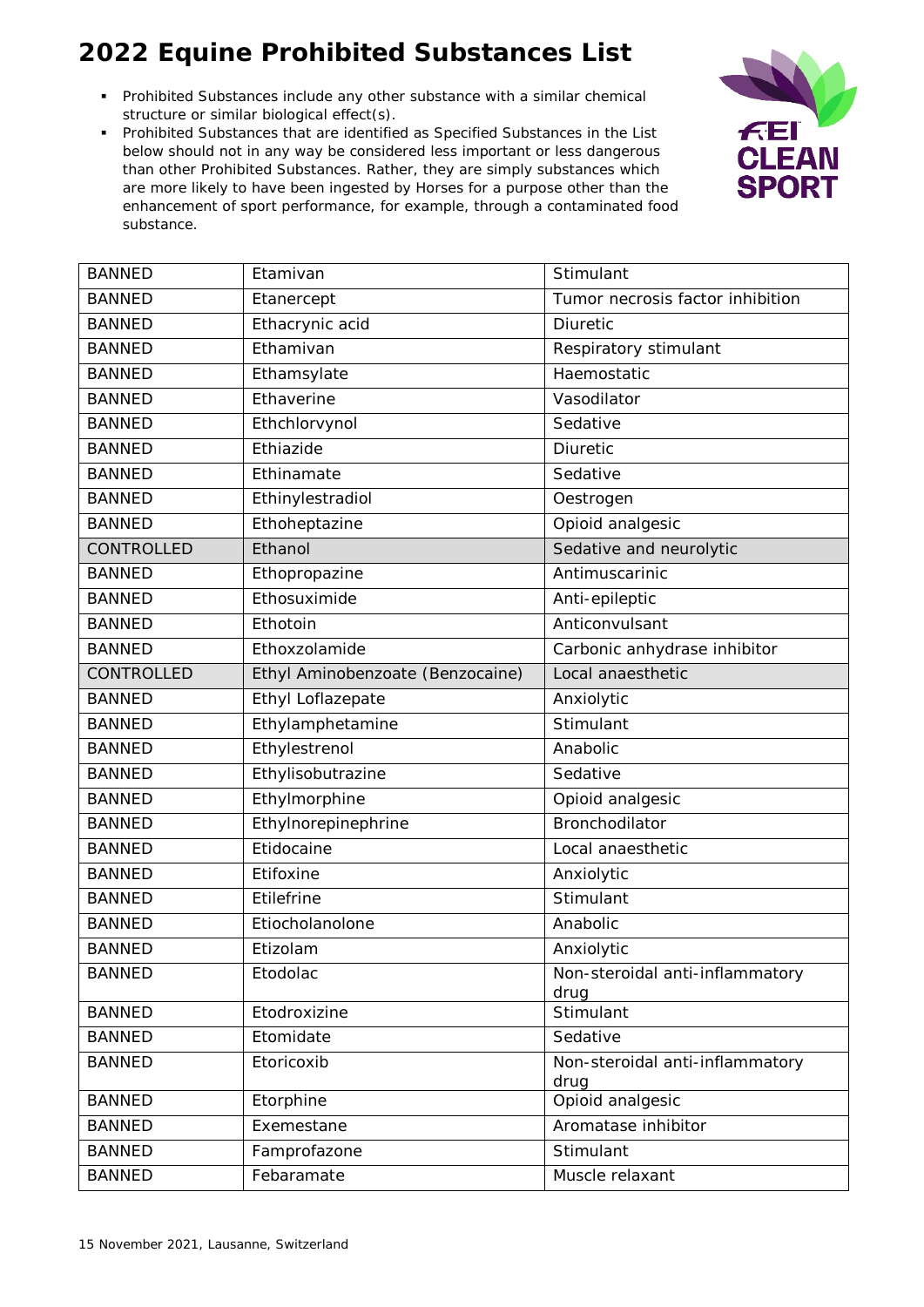# 2022 Equine Prohibited Substances List

- Prohibited Substances include any other substance with a similar chemical structure or similar biological effect(s).
- Prohibited Substances that are identified as Specified Substances in the List below should not in any way be considered less important or less dangerous than other Prohibited Substances. Rather, they are simply substances which are more likely to have been ingested by Horses for a purpose other than the enhancement of sport performance, for example, through a contaminated food substance.

| | | |
|---|---|---|
| BANNED | Etamivan | Stimulant |
| BANNED | Etanercept | Tumor necrosis factor inhibition |
| BANNED | Ethacrynic acid | Diuretic |
| BANNED | Ethamivan | Respiratory stimulant |
| BANNED | Ethamsylate | Haemostatic |
| BANNED | Ethaverine | Vasodilator |
| BANNED | Ethchlorvynol | Sedative |
| BANNED | Ethiazide | Diuretic |
| BANNED | Ethinamate | Sedative |
| BANNED | Ethinylestradiol | Oestrogen |
| BANNED | Ethoheptazine | Opioid analgesic |
| CONTROLLED | Ethanol | Sedative and neurolytic |
| BANNED | Ethopropazine | Antimuscarinic |
| BANNED | Ethosuximide | Anti-epileptic |
| BANNED | Ethotoin | Anticonvulsant |
| BANNED | Ethoxzolamide | Carbonic anhydrase inhibitor |
| CONTROLLED | Ethyl Aminobenzoate (Benzocaine) | Local anaesthetic |
| BANNED | Ethyl Loflazepate | Anxiolytic |
| BANNED | Ethylamphetamine | Stimulant |
| BANNED | Ethylestrenol | Anabolic |
| BANNED | Ethylisobutrazine | Sedative |
| BANNED | Ethylmorphine | Opioid analgesic |
| BANNED | Ethylnorepinephrine | Bronchodilator |
| BANNED | Etidocaine | Local anaesthetic |
| BANNED | Etifoxine | Anxiolytic |
| BANNED | Etilefrine | Stimulant |
| BANNED | Etiocholanolone | Anabolic |
| BANNED | Etizolam | Anxiolytic |
| BANNED | Etodolac | Non-steroidal anti-inflammatory drug |
| BANNED | Etodroxizine | Stimulant |
| BANNED | Etomidate | Sedative |
| BANNED | Etoricoxib | Non-steroidal anti-inflammatory drug |
| BANNED | Etorphine | Opioid analgesic |
| BANNED | Exemestane | Aromatase inhibitor |
| BANNED | Famprofazone | Stimulant |
| BANNED | Febaramate | Muscle relaxant |

15 November 2021, Lausanne, Switzerland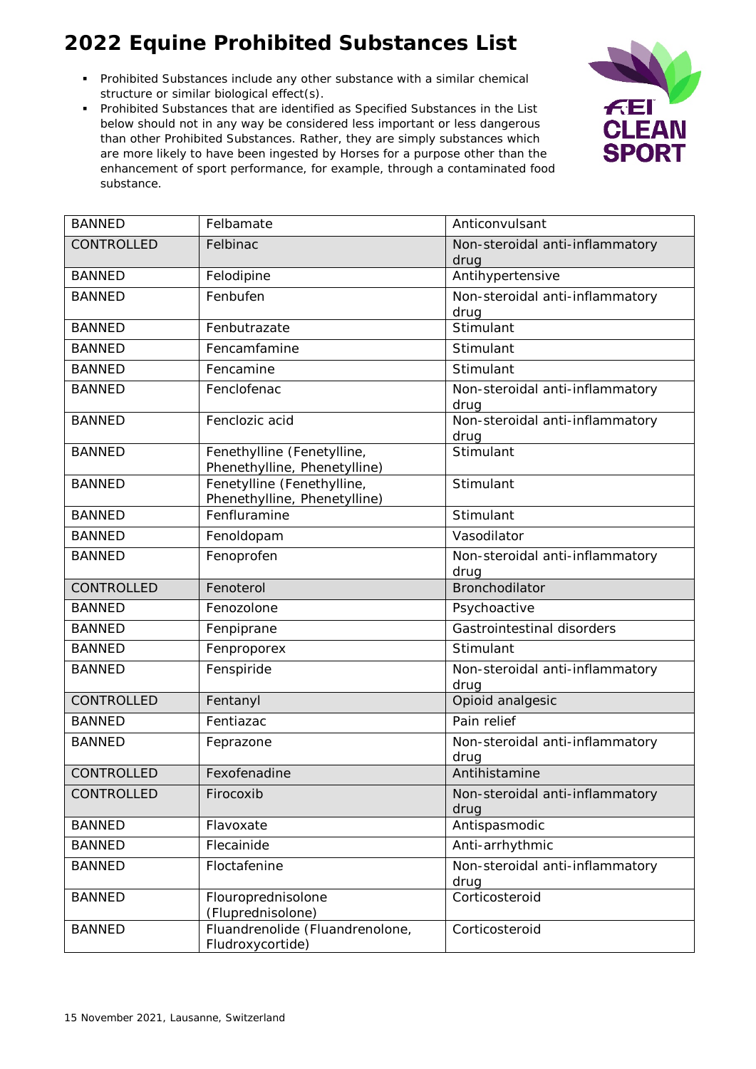# 2022 Equine Prohibited Substances List

- Prohibited Substances include any other substance with a similar chemical structure or similar biological effect(s).
- Prohibited Substances that are identified as Specified Substances in the List below should not in any way be considered less important or less dangerous than other Prohibited Substances. Rather, they are simply substances which are more likely to have been ingested by Horses for a purpose other than the enhancement of sport performance, for example, through a contaminated food substance.

| | | |
|---|---|---|
| BANNED | Felbamate | Anticonvulsant |
| CONTROLLED | Felbinac | Non-steroidal anti-inflammatory drug |
| BANNED | Felodipine | Antihypertensive |
| BANNED | Fenbufen | Non-steroidal anti-inflammatory drug |
| BANNED | Fenbutrazate | Stimulant |
| BANNED | Fencamfamine | Stimulant |
| BANNED | Fencamine | Stimulant |
| BANNED | Fenclofenac | Non-steroidal anti-inflammatory drug |
| BANNED | Fenclozic acid | Non-steroidal anti-inflammatory drug |
| BANNED | Fenethylline (Fenetylline, Phenethylline, Phenetylline) | Stimulant |
| BANNED | Fenetylline (Fenethylline, Phenethylline, Phenetylline) | Stimulant |
| BANNED | Fenfluramine | Stimulant |
| BANNED | Fenoldopam | Vasodilator |
| BANNED | Fenoprofen | Non-steroidal anti-inflammatory drug |
| CONTROLLED | Fenoterol | Bronchodilator |
| BANNED | Fenozolone | Psychoactive |
| BANNED | Fenpiprane | Gastrointestinal disorders |
| BANNED | Fenproporex | Stimulant |
| BANNED | Fenspiride | Non-steroidal anti-inflammatory drug |
| CONTROLLED | Fentanyl | Opioid analgesic |
| BANNED | Fentiazac | Pain relief |
| BANNED | Feprazone | Non-steroidal anti-inflammatory drug |
| CONTROLLED | Fexofenadine | Antihistamine |
| CONTROLLED | Firocoxib | Non-steroidal anti-inflammatory drug |
| BANNED | Flavoxate | Antispasmodic |
| BANNED | Flecainide | Anti-arrhythmic |
| BANNED | Floctafenine | Non-steroidal anti-inflammatory drug |
| BANNED | Flouroprednisolone (Fluprednisolone) | Corticosteroid |
| BANNED | Fluandrenolide (Fluandrenolone, Fludroxycortide) | Corticosteroid |

15 November 2021, Lausanne, Switzerland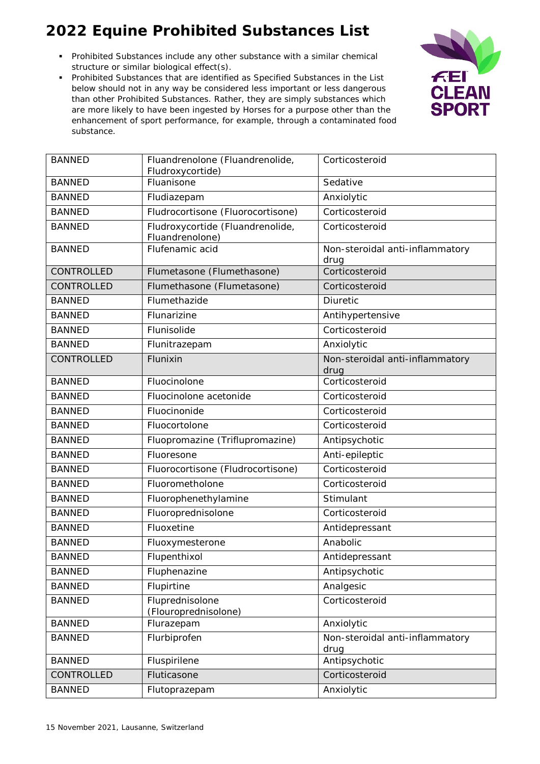# 2022 Equine Prohibited Substances List

- Prohibited Substances include any other substance with a similar chemical structure or similar biological effect(s).
- Prohibited Substances that are identified as Specified Substances in the List below should not in any way be considered less important or less dangerous than other Prohibited Substances. Rather, they are simply substances which are more likely to have been ingested by Horses for a purpose other than the enhancement of sport performance, for example, through a contaminated food substance.

| | | |
|---|---|---|
| BANNED | Fluandrenolone (Fluandrenolide, Fludroxycortide) | Corticosteroid |
| BANNED | Fluanisone | Sedative |
| BANNED | Fludiazepam | Anxiolytic |
| BANNED | Fludrocortisone (Fluorocortisone) | Corticosteroid |
| BANNED | Fludroxycortide (Fluandrenolide, Fluandrenolone) | Corticosteroid |
| BANNED | Flufenamic acid | Non-steroidal anti-inflammatory drug |
| CONTROLLED | Flumetasone (Flumethasone) | Corticosteroid |
| CONTROLLED | Flumethasone (Flumetasone) | Corticosteroid |
| BANNED | Flumethazide | Diuretic |
| BANNED | Flunarizine | Antihypertensive |
| BANNED | Flunisolide | Corticosteroid |
| BANNED | Flunitrazepam | Anxiolytic |
| CONTROLLED | Flunixin | Non-steroidal anti-inflammatory drug |
| BANNED | Fluocinolone | Corticosteroid |
| BANNED | Fluocinolone acetonide | Corticosteroid |
| BANNED | Fluocinonide | Corticosteroid |
| BANNED | Fluocortolone | Corticosteroid |
| BANNED | Fluopromazine (Triflupromazine) | Antipsychotic |
| BANNED | Fluoresone | Anti-epileptic |
| BANNED | Fluorocortisone (Fludrocortisone) | Corticosteroid |
| BANNED | Fluorometholone | Corticosteroid |
| BANNED | Fluorophenethylamine | Stimulant |
| BANNED | Fluoroprednisolone | Corticosteroid |
| BANNED | Fluoxetine | Antidepressant |
| BANNED | Fluoxymesterone | Anabolic |
| BANNED | Flupenthixol | Antidepressant |
| BANNED | Fluphenazine | Antipsychotic |
| BANNED | Flupirtine | Analgesic |
| BANNED | Fluprednisolone (Flouroprednisolone) | Corticosteroid |
| BANNED | Flurazepam | Anxiolytic |
| BANNED | Flurbiprofen | Non-steroidal anti-inflammatory drug |
| BANNED | Fluspirilene | Antipsychotic |
| CONTROLLED | Fluticasone | Corticosteroid |
| BANNED | Flutoprazepam | Anxiolytic |

15 November 2021, Lausanne, Switzerland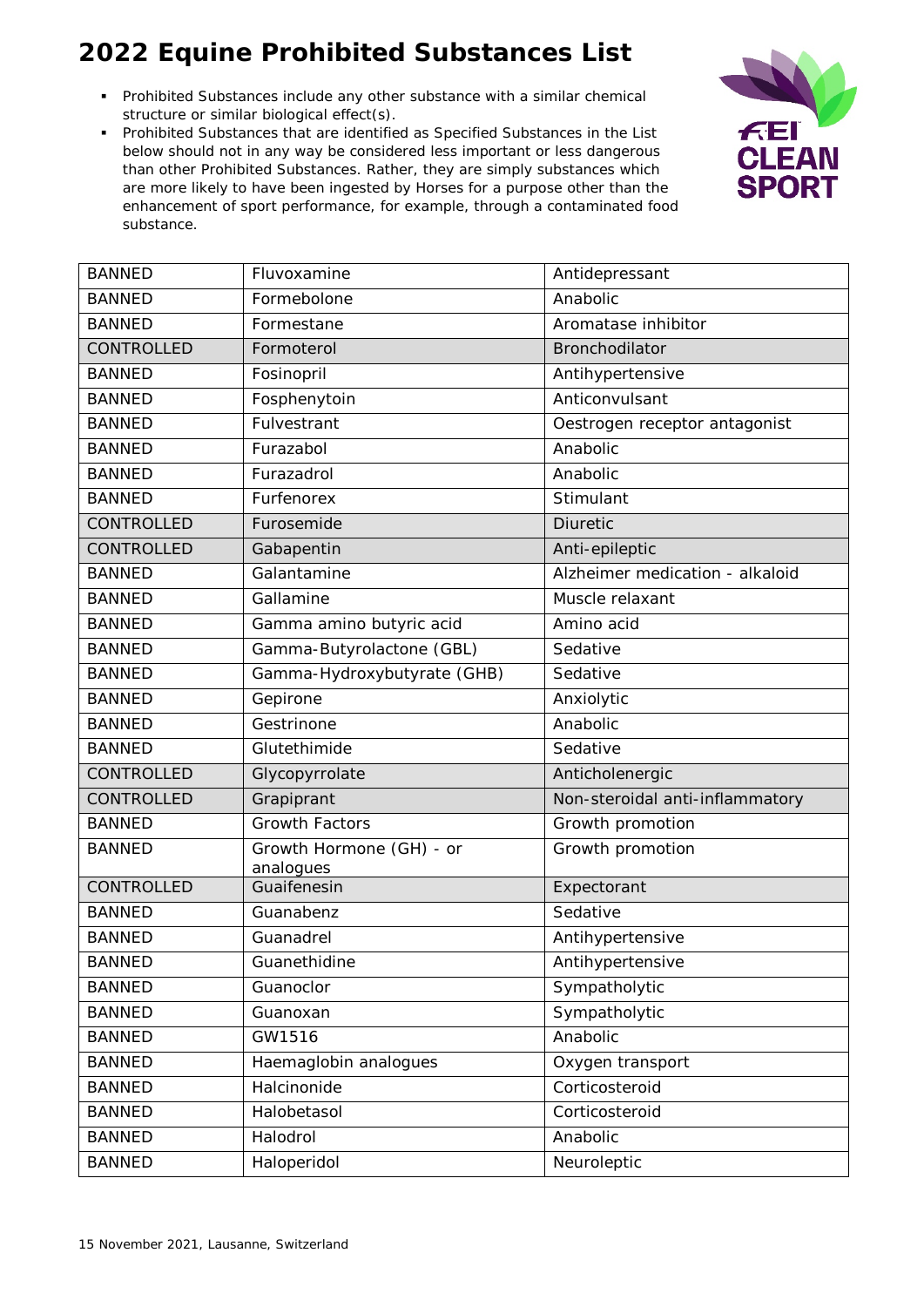# 2022 Equine Prohibited Substances List

- Prohibited Substances include any other substance with a similar chemical structure or similar biological effect(s).
- Prohibited Substances that are identified as Specified Substances in the List below should not in any way be considered less important or less dangerous than other Prohibited Substances. Rather, they are simply substances which are more likely to have been ingested by Horses for a purpose other than the enhancement of sport performance, for example, through a contaminated food substance.

| | | |
|---|---|---|
| BANNED | Fluvoxamine | Antidepressant |
| BANNED | Formebolone | Anabolic |
| BANNED | Formestane | Aromatase inhibitor |
| CONTROLLED | Formoterol | Bronchodilator |
| BANNED | Fosinopril | Antihypertensive |
| BANNED | Fosphenytoin | Anticonvulsant |
| BANNED | Fulvestrant | Oestrogen receptor antagonist |
| BANNED | Furazabol | Anabolic |
| BANNED | Furazadrol | Anabolic |
| BANNED | Furfenorex | Stimulant |
| CONTROLLED | Furosemide | Diuretic |
| CONTROLLED | Gabapentin | Anti-epileptic |
| BANNED | Galantamine | Alzheimer medication - alkaloid |
| BANNED | Gallamine | Muscle relaxant |
| BANNED | Gamma amino butyric acid | Amino acid |
| BANNED | Gamma-Butyrolactone (GBL) | Sedative |
| BANNED | Gamma-Hydroxybutyrate (GHB) | Sedative |
| BANNED | Gepirone | Anxiolytic |
| BANNED | Gestrinone | Anabolic |
| BANNED | Glutethimide | Sedative |
| CONTROLLED | Glycopyrrolate | Anticholenergic |
| CONTROLLED | Grapiprant | Non-steroidal anti-inflammatory |
| BANNED | Growth Factors | Growth promotion |
| BANNED | Growth Hormone (GH) - or analogues | Growth promotion |
| CONTROLLED | Guaifenesin | Expectorant |
| BANNED | Guanabenz | Sedative |
| BANNED | Guanadrel | Antihypertensive |
| BANNED | Guanethidine | Antihypertensive |
| BANNED | Guanoclor | Sympatholytic |
| BANNED | Guanoxan | Sympatholytic |
| BANNED | GW1516 | Anabolic |
| BANNED | Haemaglobin analogues | Oxygen transport |
| BANNED | Halcinonide | Corticosteroid |
| BANNED | Halobetasol | Corticosteroid |
| BANNED | Halodrol | Anabolic |
| BANNED | Haloperidol | Neuroleptic |

15 November 2021, Lausanne, Switzerland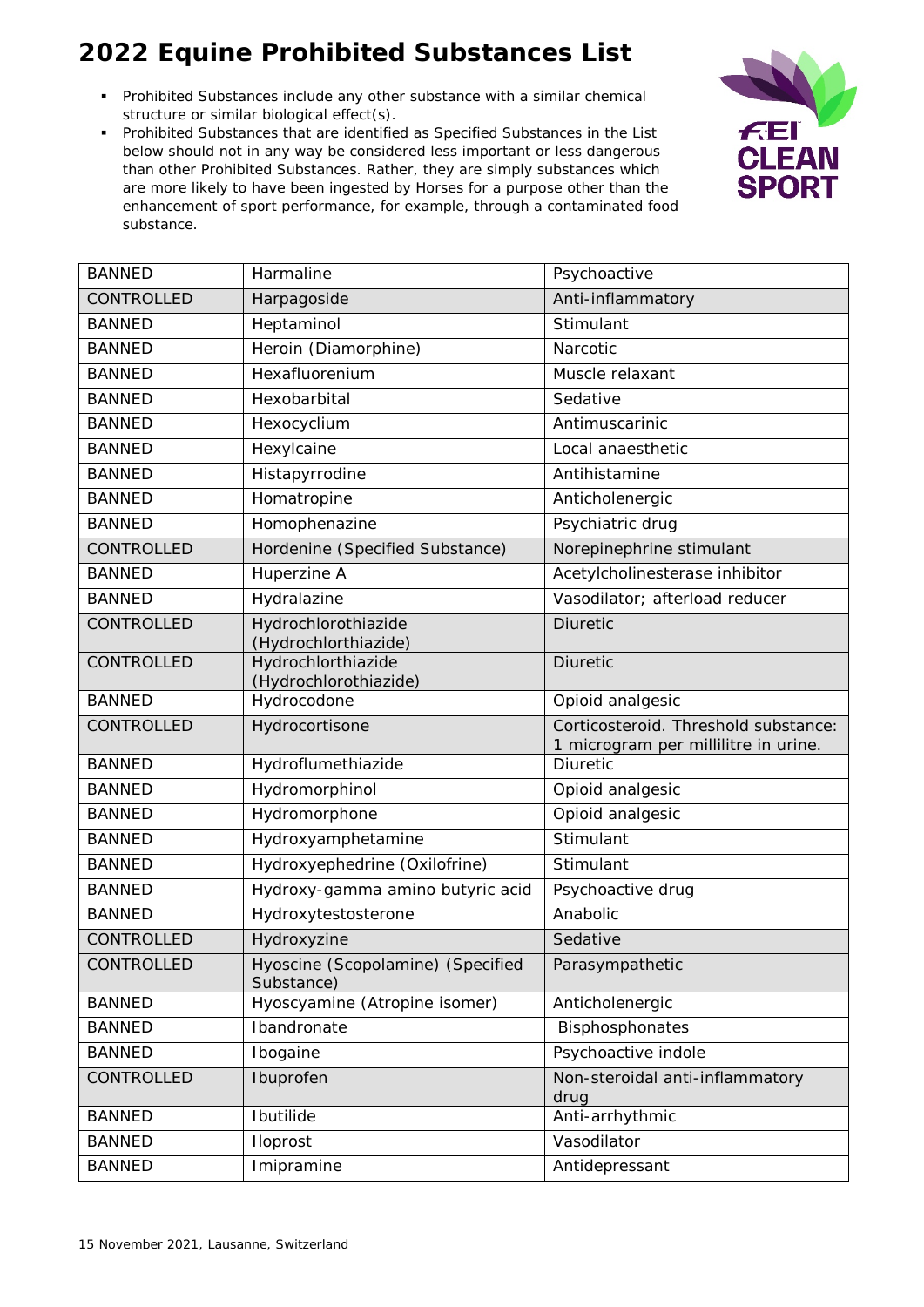# 2022 Equine Prohibited Substances List

- Prohibited Substances include any other substance with a similar chemical structure or similar biological effect(s).
- Prohibited Substances that are identified as Specified Substances in the List below should not in any way be considered less important or less dangerous than other Prohibited Substances. Rather, they are simply substances which are more likely to have been ingested by Horses for a purpose other than the enhancement of sport performance, for example, through a contaminated food substance.

| | | |
|---|---|---|
| BANNED | Harmaline | Psychoactive |
| CONTROLLED | Harpagoside | Anti-inflammatory |
| BANNED | Heptaminol | Stimulant |
| BANNED | Heroin (Diamorphine) | Narcotic |
| BANNED | Hexafluorenium | Muscle relaxant |
| BANNED | Hexobarbital | Sedative |
| BANNED | Hexocyclium | Antimuscarinic |
| BANNED | Hexylcaine | Local anaesthetic |
| BANNED | Histapyrrodine | Antihistamine |
| BANNED | Homatropine | Anticholenergic |
| BANNED | Homophenazine | Psychiatric drug |
| CONTROLLED | Hordenine (Specified Substance) | Norepinephrine stimulant |
| BANNED | Huperzine A | Acetylcholinesterase inhibitor |
| BANNED | Hydralazine | Vasodilator; afterload reducer |
| CONTROLLED | Hydrochlorothiazide (Hydrochlorthiazide) | Diuretic |
| CONTROLLED | Hydrochlorthiazide (Hydrochlorothiazide) | Diuretic |
| BANNED | Hydrocodone | Opioid analgesic |
| CONTROLLED | Hydrocortisone | Corticosteroid. Threshold substance: 1 microgram per millilitre in urine. |
| BANNED | Hydroflumethiazide | Diuretic |
| BANNED | Hydromorphinol | Opioid analgesic |
| BANNED | Hydromorphone | Opioid analgesic |
| BANNED | Hydroxyamphetamine | Stimulant |
| BANNED | Hydroxyephedrine (Oxilofrine) | Stimulant |
| BANNED | Hydroxy-gamma amino butyric acid | Psychoactive drug |
| BANNED | Hydroxytestosterone | Anabolic |
| CONTROLLED | Hydroxyzine | Sedative |
| CONTROLLED | Hyoscine (Scopolamine) (Specified Substance) | Parasympathetic |
| BANNED | Hyoscyamine (Atropine isomer) | Anticholenergic |
| BANNED | Ibandronate | Bisphosphonates |
| BANNED | Ibogaine | Psychoactive indole |
| CONTROLLED | Ibuprofen | Non-steroidal anti-inflammatory drug |
| BANNED | Ibutilide | Anti-arrhythmic |
| BANNED | Iloprost | Vasodilator |
| BANNED | Imipramine | Antidepressant |

15 November 2021, Lausanne, Switzerland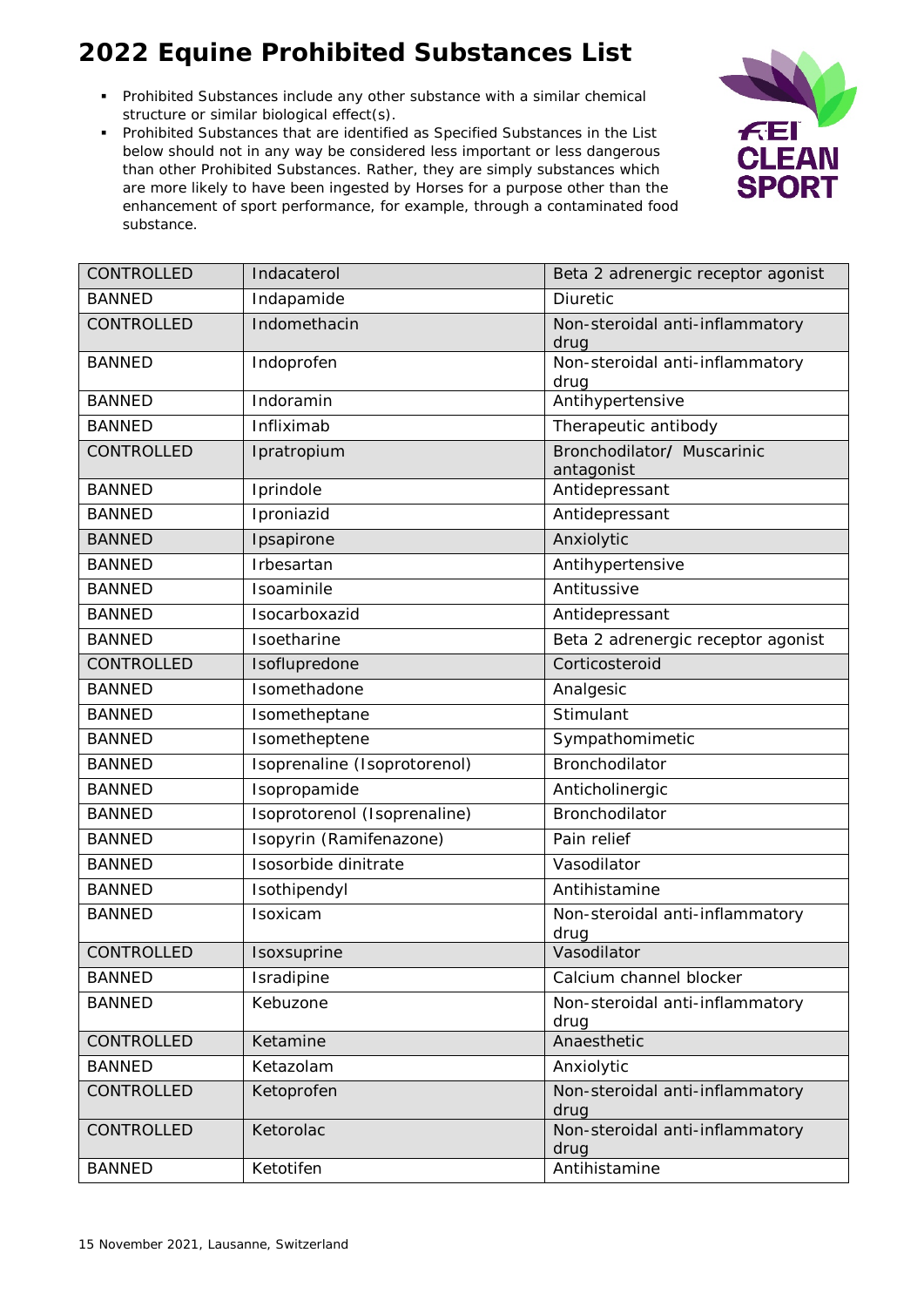# 2022 Equine Prohibited Substances List

- Prohibited Substances include any other substance with a similar chemical structure or similar biological effect(s).
- Prohibited Substances that are identified as Specified Substances in the List below should not in any way be considered less important or less dangerous than other Prohibited Substances. Rather, they are simply substances which are more likely to have been ingested by Horses for a purpose other than the enhancement of sport performance, for example, through a contaminated food substance.

| | | |
|---|---|---|
| CONTROLLED | Indacaterol | Beta 2 adrenergic receptor agonist |
| BANNED | Indapamide | Diuretic |
| CONTROLLED | Indomethacin | Non-steroidal anti-inflammatory drug |
| BANNED | Indoprofen | Non-steroidal anti-inflammatory drug |
| BANNED | Indoramin | Antihypertensive |
| BANNED | Infliximab | Therapeutic antibody |
| CONTROLLED | Ipratropium | Bronchodilator/ Muscarinic antagonist |
| BANNED | Iprindole | Antidepressant |
| BANNED | Iproniazid | Antidepressant |
| BANNED | Ipsapirone | Anxiolytic |
| BANNED | Irbesartan | Antihypertensive |
| BANNED | Isoaminile | Antitussive |
| BANNED | Isocarboxazid | Antidepressant |
| BANNED | Isoetharine | Beta 2 adrenergic receptor agonist |
| CONTROLLED | Isoflupredone | Corticosteroid |
| BANNED | Isomethadone | Analgesic |
| BANNED | Isometheptane | Stimulant |
| BANNED | Isometheptene | Sympathomimetic |
| BANNED | Isoprenaline (Isoprotorenol) | Bronchodilator |
| BANNED | Isopropamide | Anticholinergic |
| BANNED | Isoprotorenol (Isoprenaline) | Bronchodilator |
| BANNED | Isopyrin (Ramifenazone) | Pain relief |
| BANNED | Isosorbide dinitrate | Vasodilator |
| BANNED | Isothipendyl | Antihistamine |
| BANNED | Isoxicam | Non-steroidal anti-inflammatory drug |
| CONTROLLED | Isoxsuprine | Vasodilator |
| BANNED | Isradipine | Calcium channel blocker |
| BANNED | Kebuzone | Non-steroidal anti-inflammatory drug |
| CONTROLLED | Ketamine | Anaesthetic |
| BANNED | Ketazolam | Anxiolytic |
| CONTROLLED | Ketoprofen | Non-steroidal anti-inflammatory drug |
| CONTROLLED | Ketorolac | Non-steroidal anti-inflammatory drug |
| BANNED | Ketotifen | Antihistamine |

15 November 2021, Lausanne, Switzerland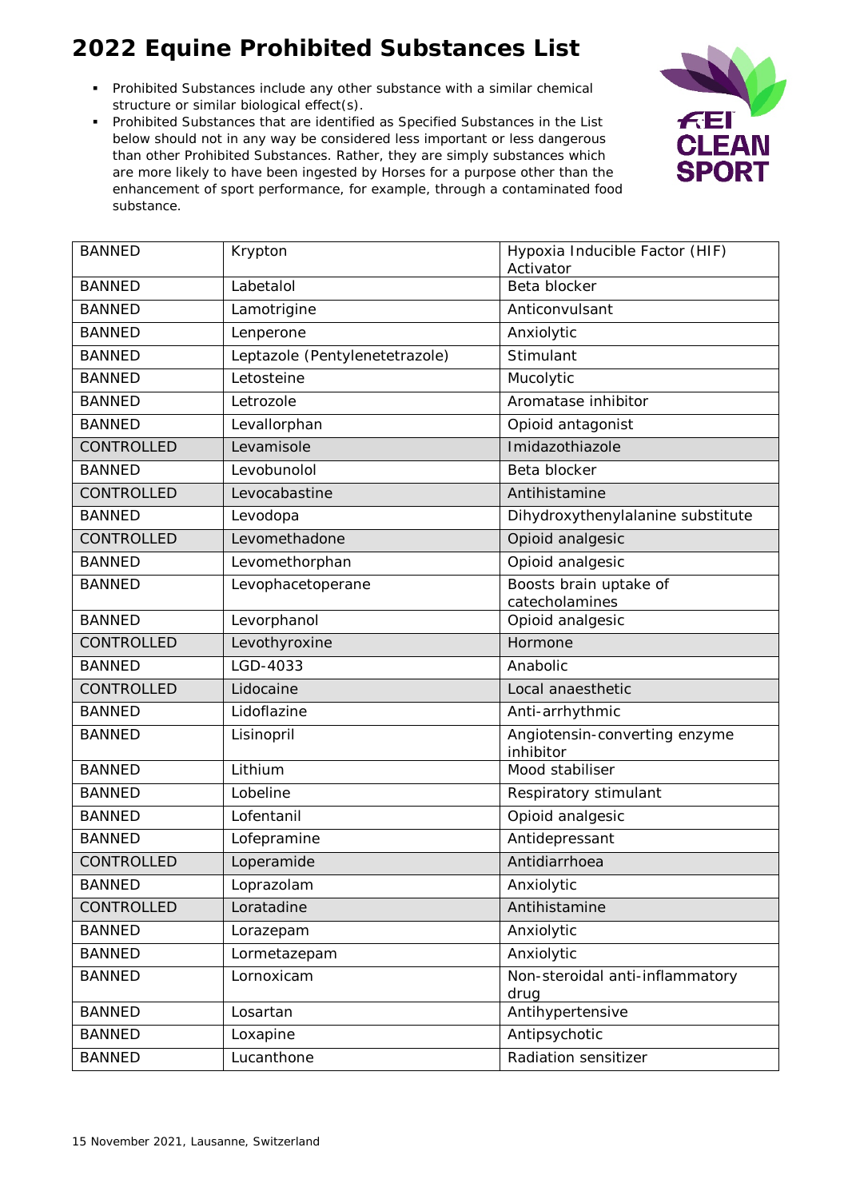# 2022 Equine Prohibited Substances List

- Prohibited Substances include any other substance with a similar chemical structure or similar biological effect(s).
- Prohibited Substances that are identified as Specified Substances in the List below should not in any way be considered less important or less dangerous than other Prohibited Substances. Rather, they are simply substances which are more likely to have been ingested by Horses for a purpose other than the enhancement of sport performance, for example, through a contaminated food substance.

| | | |
|---|---|---|
| BANNED | Krypton | Hypoxia Inducible Factor (HIF) Activator |
| BANNED | Labetalol | Beta blocker |
| BANNED | Lamotrigine | Anticonvulsant |
| BANNED | Lenperone | Anxiolytic |
| BANNED | Leptazole (Pentylenetetrazole) | Stimulant |
| BANNED | Letosteine | Mucolytic |
| BANNED | Letrozole | Aromatase inhibitor |
| BANNED | Levallorphan | Opioid antagonist |
| CONTROLLED | Levamisole | Imidazothiazole |
| BANNED | Levobunolol | Beta blocker |
| CONTROLLED | Levocabastine | Antihistamine |
| BANNED | Levodopa | Dihydroxythenylalanine substitute |
| CONTROLLED | Levomethadone | Opioid analgesic |
| BANNED | Levomethorphan | Opioid analgesic |
| BANNED | Levophacetoperane | Boosts brain uptake of catecholamines |
| BANNED | Levorphanol | Opioid analgesic |
| CONTROLLED | Levothyroxine | Hormone |
| BANNED | LGD-4033 | Anabolic |
| CONTROLLED | Lidocaine | Local anaesthetic |
| BANNED | Lidoflazine | Anti-arrhythmic |
| BANNED | Lisinopril | Angiotensin-converting enzyme inhibitor |
| BANNED | Lithium | Mood stabiliser |
| BANNED | Lobeline | Respiratory stimulant |
| BANNED | Lofentanil | Opioid analgesic |
| BANNED | Lofepramine | Antidepressant |
| CONTROLLED | Loperamide | Antidiarrhoea |
| BANNED | Loprazolam | Anxiolytic |
| CONTROLLED | Loratadine | Antihistamine |
| BANNED | Lorazepam | Anxiolytic |
| BANNED | Lormetazepam | Anxiolytic |
| BANNED | Lornoxicam | Non-steroidal anti-inflammatory drug |
| BANNED | Losartan | Antihypertensive |
| BANNED | Loxapine | Antipsychotic |
| BANNED | Lucanthone | Radiation sensitizer |

15 November 2021, Lausanne, Switzerland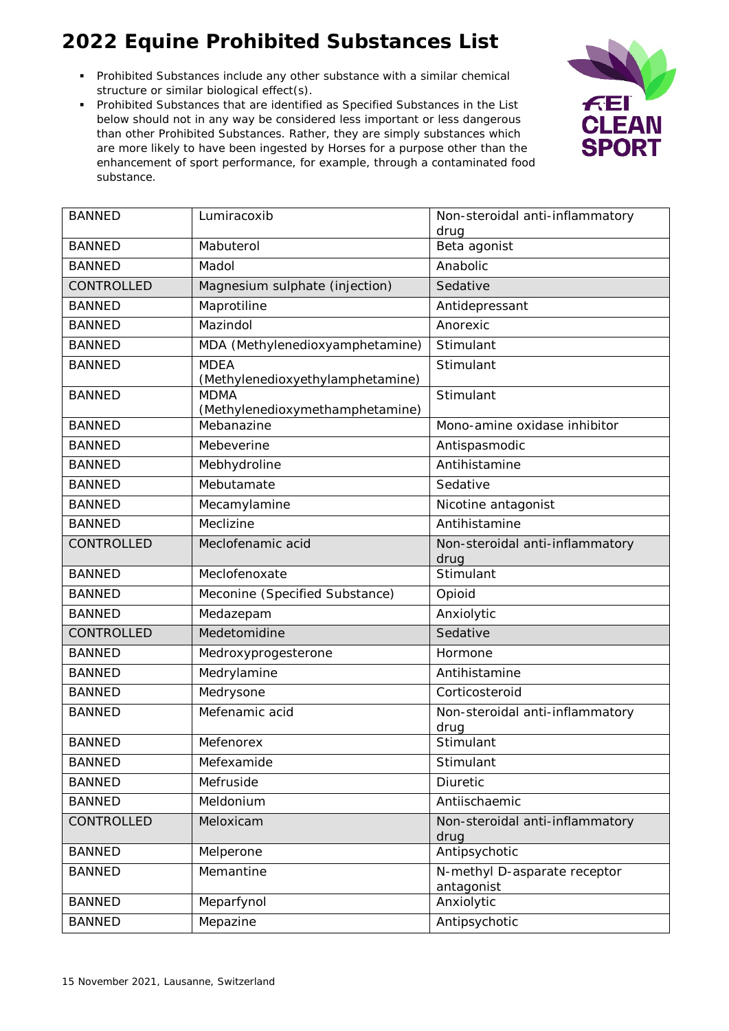# 2022 Equine Prohibited Substances List

- Prohibited Substances include any other substance with a similar chemical structure or similar biological effect(s).
- Prohibited Substances that are identified as Specified Substances in the List below should not in any way be considered less important or less dangerous than other Prohibited Substances. Rather, they are simply substances which are more likely to have been ingested by Horses for a purpose other than the enhancement of sport performance, for example, through a contaminated food substance.

| | | |
|---|---|---|
| BANNED | Lumiracoxib | Non-steroidal anti-inflammatory drug |
| BANNED | Mabuterol | Beta agonist |
| BANNED | Madol | Anabolic |
| CONTROLLED | Magnesium sulphate (injection) | Sedative |
| BANNED | Maprotiline | Antidepressant |
| BANNED | Mazindol | Anorexic |
| BANNED | MDA (Methylenedioxyamphetamine) | Stimulant |
| BANNED | MDEA (Methylenedioxyethylamphetamine) | Stimulant |
| BANNED | MDMA (Methylenedioxymethamphetamine) | Stimulant |
| BANNED | Mebanazine | Mono-amine oxidase inhibitor |
| BANNED | Mebeverine | Antispasmodic |
| BANNED | Mebhydroline | Antihistamine |
| BANNED | Mebutamate | Sedative |
| BANNED | Mecamylamine | Nicotine antagonist |
| BANNED | Meclizine | Antihistamine |
| CONTROLLED | Meclofenamic acid | Non-steroidal anti-inflammatory drug |
| BANNED | Meclofenoxate | Stimulant |
| BANNED | Meconine (Specified Substance) | Opioid |
| BANNED | Medazepam | Anxiolytic |
| CONTROLLED | Medetomidine | Sedative |
| BANNED | Medroxyprogesterone | Hormone |
| BANNED | Medrylamine | Antihistamine |
| BANNED | Medrysone | Corticosteroid |
| BANNED | Mefenamic acid | Non-steroidal anti-inflammatory drug |
| BANNED | Mefenorex | Stimulant |
| BANNED | Mefexamide | Stimulant |
| BANNED | Mefruside | Diuretic |
| BANNED | Meldonium | Antiischaemic |
| CONTROLLED | Meloxicam | Non-steroidal anti-inflammatory drug |
| BANNED | Melperone | Antipsychotic |
| BANNED | Memantine | N-methyl D-asparate receptor antagonist |
| BANNED | Meparfynol | Anxiolytic |
| BANNED | Mepazine | Antipsychotic |

15 November 2021, Lausanne, Switzerland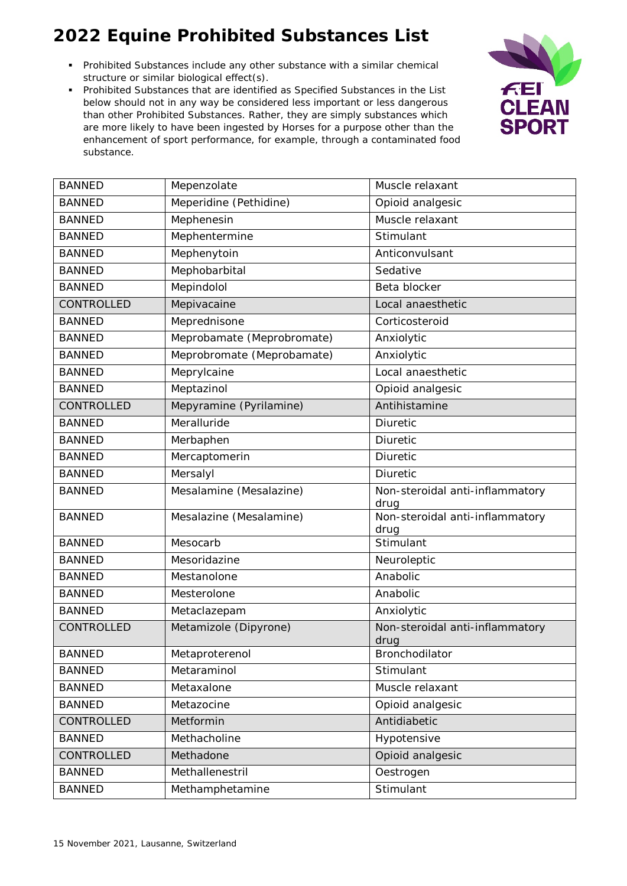# 2022 Equine Prohibited Substances List

- Prohibited Substances include any other substance with a similar chemical structure or similar biological effect(s).
- Prohibited Substances that are identified as Specified Substances in the List below should not in any way be considered less important or less dangerous than other Prohibited Substances. Rather, they are simply substances which are more likely to have been ingested by Horses for a purpose other than the enhancement of sport performance, for example, through a contaminated food substance.

| | | |
|---|---|---|
| BANNED | Mepenzolate | Muscle relaxant |
| BANNED | Meperidine (Pethidine) | Opioid analgesic |
| BANNED | Mephenesin | Muscle relaxant |
| BANNED | Mephentermine | Stimulant |
| BANNED | Mephenytoin | Anticonvulsant |
| BANNED | Mephobarbital | Sedative |
| BANNED | Mepindolol | Beta blocker |
| CONTROLLED | Mepivacaine | Local anaesthetic |
| BANNED | Meprednisone | Corticosteroid |
| BANNED | Meprobamate (Meprobromate) | Anxiolytic |
| BANNED | Meprobromate (Meprobamate) | Anxiolytic |
| BANNED | Meprylcaine | Local anaesthetic |
| BANNED | Meptazinol | Opioid analgesic |
| CONTROLLED | Mepyramine (Pyrilamine) | Antihistamine |
| BANNED | Meralluride | Diuretic |
| BANNED | Merbaphen | Diuretic |
| BANNED | Mercaptomerin | Diuretic |
| BANNED | Mersalyl | Diuretic |
| BANNED | Mesalamine (Mesalazine) | Non-steroidal anti-inflammatory drug |
| BANNED | Mesalazine (Mesalamine) | Non-steroidal anti-inflammatory drug |
| BANNED | Mesocarb | Stimulant |
| BANNED | Mesoridazine | Neuroleptic |
| BANNED | Mestanolone | Anabolic |
| BANNED | Mesterolone | Anabolic |
| BANNED | Metaclazepam | Anxiolytic |
| CONTROLLED | Metamizole (Dipyrone) | Non-steroidal anti-inflammatory drug |
| BANNED | Metaproterenol | Bronchodilator |
| BANNED | Metaraminol | Stimulant |
| BANNED | Metaxalone | Muscle relaxant |
| BANNED | Metazocine | Opioid analgesic |
| CONTROLLED | Metformin | Antidiabetic |
| BANNED | Methacholine | Hypotensive |
| CONTROLLED | Methadone | Opioid analgesic |
| BANNED | Methallenestril | Oestrogen |
| BANNED | Methamphetamine | Stimulant |

15 November 2021, Lausanne, Switzerland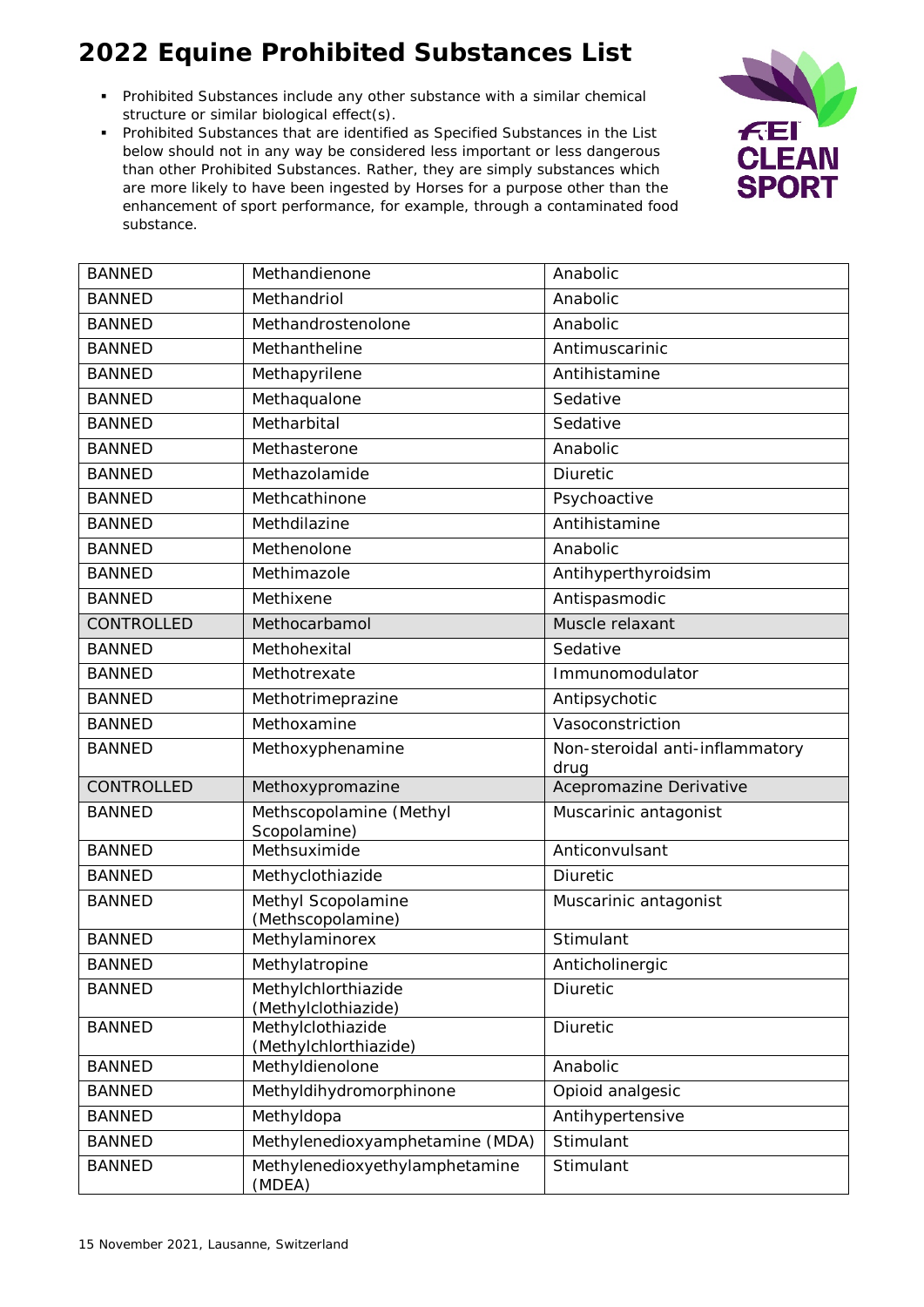# 2022 Equine Prohibited Substances List

- Prohibited Substances include any other substance with a similar chemical structure or similar biological effect(s).
- Prohibited Substances that are identified as Specified Substances in the List below should not in any way be considered less important or less dangerous than other Prohibited Substances. Rather, they are simply substances which are more likely to have been ingested by Horses for a purpose other than the enhancement of sport performance, for example, through a contaminated food substance.

| | | |
|---|---|---|
| BANNED | Methandienone | Anabolic |
| BANNED | Methandriol | Anabolic |
| BANNED | Methandrostenolone | Anabolic |
| BANNED | Methantheline | Antimuscarinic |
| BANNED | Methapyrilene | Antihistamine |
| BANNED | Methaqualone | Sedative |
| BANNED | Metharbital | Sedative |
| BANNED | Methasterone | Anabolic |
| BANNED | Methazolamide | Diuretic |
| BANNED | Methcathinone | Psychoactive |
| BANNED | Methdilazine | Antihistamine |
| BANNED | Methenolone | Anabolic |
| BANNED | Methimazole | Antihyperthyroidsim |
| BANNED | Methixene | Antispasmodic |
| CONTROLLED | Methocarbamol | Muscle relaxant |
| BANNED | Methohexital | Sedative |
| BANNED | Methotrexate | Immunomodulator |
| BANNED | Methotrimeprazine | Antipsychotic |
| BANNED | Methoxamine | Vasoconstriction |
| BANNED | Methoxyphenamine | Non-steroidal anti-inflammatory drug |
| CONTROLLED | Methoxypromazine | Acepromazine Derivative |
| BANNED | Methscopolamine (Methyl Scopolamine) | Muscarinic antagonist |
| BANNED | Methsuximide | Anticonvulsant |
| BANNED | Methyclothiazide | Diuretic |
| BANNED | Methyl Scopolamine (Methscopolamine) | Muscarinic antagonist |
| BANNED | Methylaminorex | Stimulant |
| BANNED | Methylatropine | Anticholinergic |
| BANNED | Methylchlorthiazide (Methylclothiazide) | Diuretic |
| BANNED | Methylclothiazide (Methylchlorthiazide) | Diuretic |
| BANNED | Methyldienolone | Anabolic |
| BANNED | Methyldihydromorphinone | Opioid analgesic |
| BANNED | Methyldopa | Antihypertensive |
| BANNED | Methylenedioxyamphetamine (MDA) | Stimulant |
| BANNED | Methylenedioxyethylamphetamine (MDEA) | Stimulant |

15 November 2021, Lausanne, Switzerland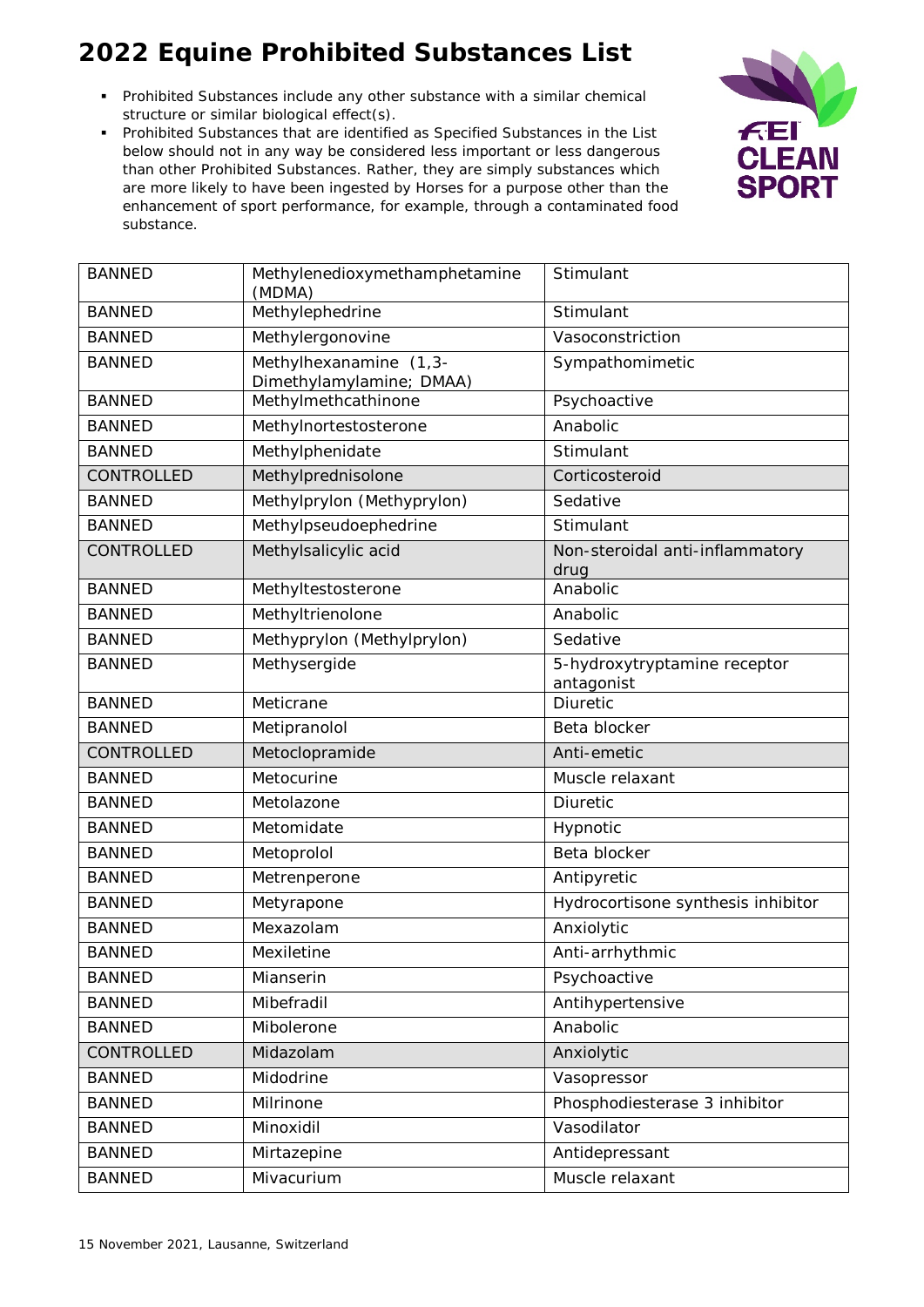# 2022 Equine Prohibited Substances List

- Prohibited Substances include any other substance with a similar chemical structure or similar biological effect(s).
- Prohibited Substances that are identified as Specified Substances in the List below should not in any way be considered less important or less dangerous than other Prohibited Substances. Rather, they are simply substances which are more likely to have been ingested by Horses for a purpose other than the enhancement of sport performance, for example, through a contaminated food substance.

| | | |
|---|---|---|
| BANNED | Methylenedioxymethamphetamine (MDMA) | Stimulant |
| BANNED | Methylephedrine | Stimulant |
| BANNED | Methylergonovine | Vasoconstriction |
| BANNED | Methylhexanamine (1,3-Dimethylamylamine; DMAA) | Sympathomimetic |
| BANNED | Methylmethcathinone | Psychoactive |
| BANNED | Methylnortestosterone | Anabolic |
| BANNED | Methylphenidate | Stimulant |
| CONTROLLED | Methylprednisolone | Corticosteroid |
| BANNED | Methylprylon (Methyprylon) | Sedative |
| BANNED | Methylpseudoephedrine | Stimulant |
| CONTROLLED | Methylsalicylic acid | Non-steroidal anti-inflammatory drug |
| BANNED | Methyltestosterone | Anabolic |
| BANNED | Methyltrienolone | Anabolic |
| BANNED | Methyprylon (Methylprylon) | Sedative |
| BANNED | Methysergide | 5-hydroxytryptamine receptor antagonist |
| BANNED | Meticrane | Diuretic |
| BANNED | Metipranolol | Beta blocker |
| CONTROLLED | Metoclopramide | Anti-emetic |
| BANNED | Metocurine | Muscle relaxant |
| BANNED | Metolazone | Diuretic |
| BANNED | Metomidate | Hypnotic |
| BANNED | Metoprolol | Beta blocker |
| BANNED | Metrenperone | Antipyretic |
| BANNED | Metyrapone | Hydrocortisone synthesis inhibitor |
| BANNED | Mexazolam | Anxiolytic |
| BANNED | Mexiletine | Anti-arrhythmic |
| BANNED | Mianserin | Psychoactive |
| BANNED | Mibefradil | Antihypertensive |
| BANNED | Mibolerone | Anabolic |
| CONTROLLED | Midazolam | Anxiolytic |
| BANNED | Midodrine | Vasopressor |
| BANNED | Milrinone | Phosphodiesterase 3 inhibitor |
| BANNED | Minoxidil | Vasodilator |
| BANNED | Mirtazepine | Antidepressant |
| BANNED | Mivacurium | Muscle relaxant |

15 November 2021, Lausanne, Switzerland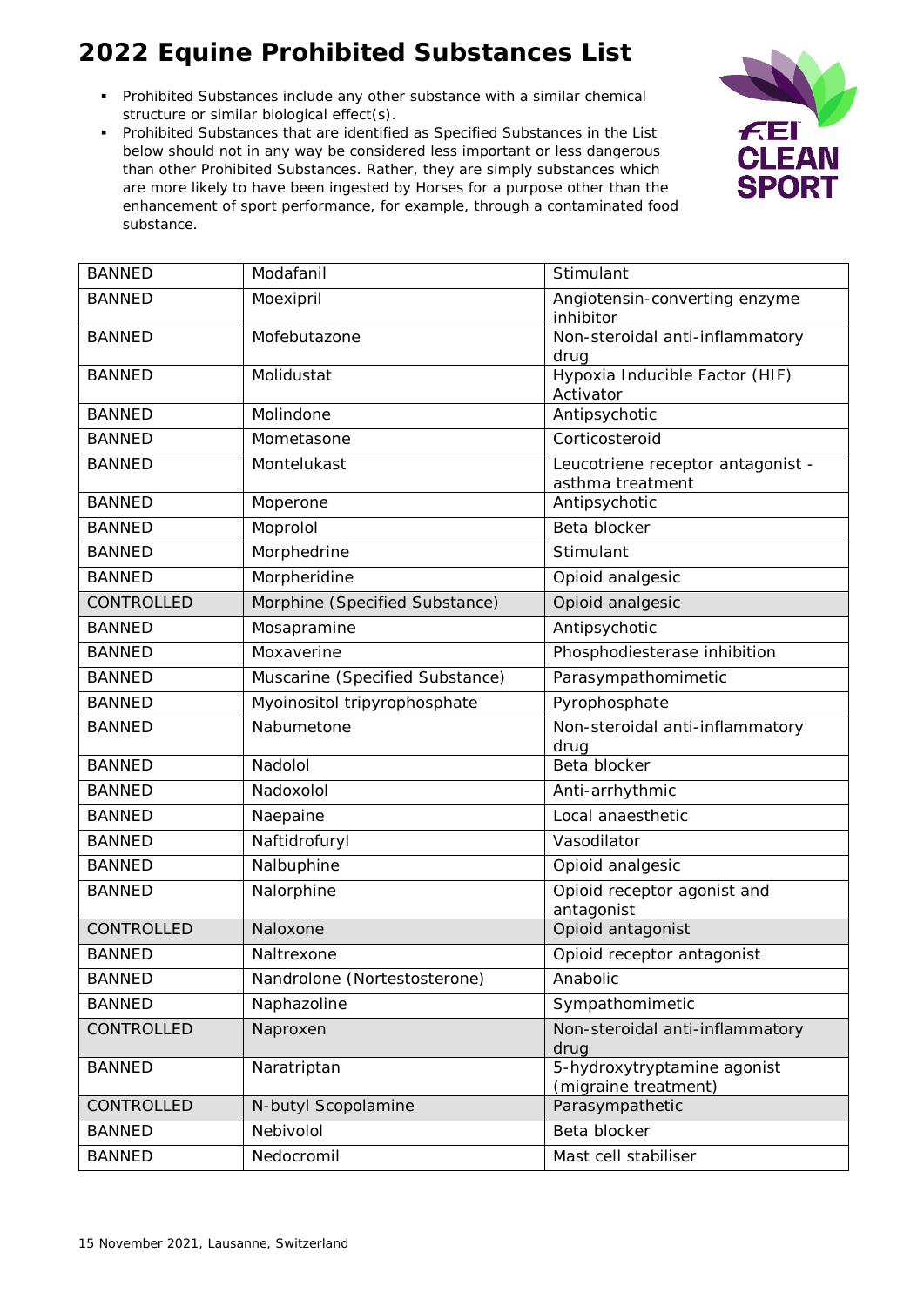# 2022 Equine Prohibited Substances List

- Prohibited Substances include any other substance with a similar chemical structure or similar biological effect(s).
- Prohibited Substances that are identified as Specified Substances in the List below should not in any way be considered less important or less dangerous than other Prohibited Substances. Rather, they are simply substances which are more likely to have been ingested by Horses for a purpose other than the enhancement of sport performance, for example, through a contaminated food substance.

| | | |
|---|---|---|
| BANNED | Modafanil | Stimulant |
| BANNED | Moexipril | Angiotensin-converting enzyme inhibitor |
| BANNED | Mofebutazone | Non-steroidal anti-inflammatory drug |
| BANNED | Molidustat | Hypoxia Inducible Factor (HIF) Activator |
| BANNED | Molindone | Antipsychotic |
| BANNED | Mometasone | Corticosteroid |
| BANNED | Montelukast | Leucotriene receptor antagonist - asthma treatment |
| BANNED | Moperone | Antipsychotic |
| BANNED | Moprolol | Beta blocker |
| BANNED | Morphedrine | Stimulant |
| BANNED | Morpheridine | Opioid analgesic |
| CONTROLLED | Morphine (Specified Substance) | Opioid analgesic |
| BANNED | Mosapramine | Antipsychotic |
| BANNED | Moxaverine | Phosphodiesterase inhibition |
| BANNED | Muscarine (Specified Substance) | Parasympathomimetic |
| BANNED | Myoinositol tripyrophosphate | Pyrophosphate |
| BANNED | Nabumetone | Non-steroidal anti-inflammatory drug |
| BANNED | Nadolol | Beta blocker |
| BANNED | Nadoxolol | Anti-arrhythmic |
| BANNED | Naepaine | Local anaesthetic |
| BANNED | Naftidrofuryl | Vasodilator |
| BANNED | Nalbuphine | Opioid analgesic |
| BANNED | Nalorphine | Opioid receptor agonist and antagonist |
| CONTROLLED | Naloxone | Opioid antagonist |
| BANNED | Naltrexone | Opioid receptor antagonist |
| BANNED | Nandrolone (Nortestosterone) | Anabolic |
| BANNED | Naphazoline | Sympathomimetic |
| CONTROLLED | Naproxen | Non-steroidal anti-inflammatory drug |
| BANNED | Naratriptan | 5-hydroxytryptamine agonist (migraine treatment) |
| CONTROLLED | N-butyl Scopolamine | Parasympathetic |
| BANNED | Nebivolol | Beta blocker |
| BANNED | Nedocromil | Mast cell stabiliser |

15 November 2021, Lausanne, Switzerland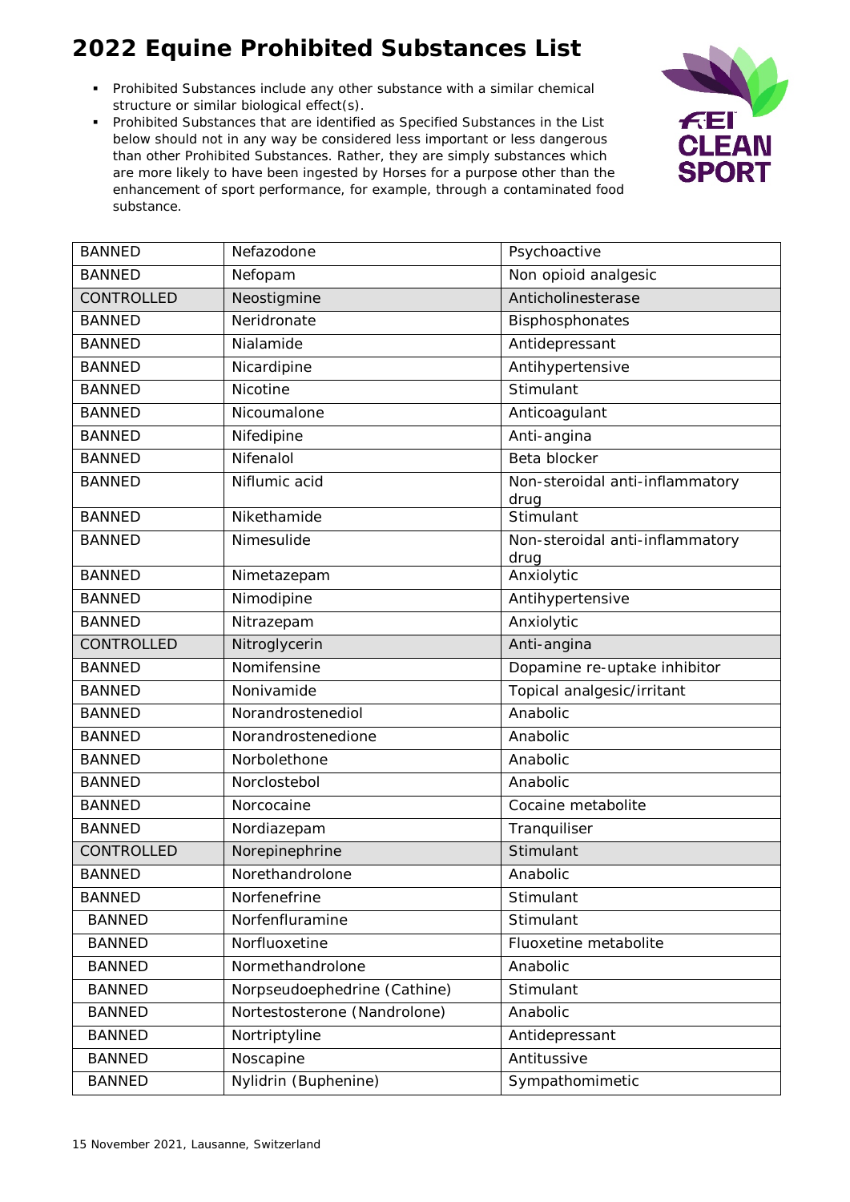# 2022 Equine Prohibited Substances List

- Prohibited Substances include any other substance with a similar chemical structure or similar biological effect(s).
- Prohibited Substances that are identified as Specified Substances in the List below should not in any way be considered less important or less dangerous than other Prohibited Substances. Rather, they are simply substances which are more likely to have been ingested by Horses for a purpose other than the enhancement of sport performance, for example, through a contaminated food substance.

| | | |
|---|---|---|
| BANNED | Nefazodone | Psychoactive |
| BANNED | Nefopam | Non opioid analgesic |
| CONTROLLED | Neostigmine | Anticholinesterase |
| BANNED | Neridronate | Bisphosphonates |
| BANNED | Nialamide | Antidepressant |
| BANNED | Nicardipine | Antihypertensive |
| BANNED | Nicotine | Stimulant |
| BANNED | Nicoumalone | Anticoagulant |
| BANNED | Nifedipine | Anti-angina |
| BANNED | Nifenalol | Beta blocker |
| BANNED | Niflumic acid | Non-steroidal anti-inflammatory drug |
| BANNED | Nikethamide | Stimulant |
| BANNED | Nimesulide | Non-steroidal anti-inflammatory drug |
| BANNED | Nimetazepam | Anxiolytic |
| BANNED | Nimodipine | Antihypertensive |
| BANNED | Nitrazepam | Anxiolytic |
| CONTROLLED | Nitroglycerin | Anti-angina |
| BANNED | Nomifensine | Dopamine re-uptake inhibitor |
| BANNED | Nonivamide | Topical analgesic/irritant |
| BANNED | Norandrostenediol | Anabolic |
| BANNED | Norandrostenedione | Anabolic |
| BANNED | Norbolethone | Anabolic |
| BANNED | Norclostebol | Anabolic |
| BANNED | Norcocaine | Cocaine metabolite |
| BANNED | Nordiazepam | Tranquiliser |
| CONTROLLED | Norepinephrine | Stimulant |
| BANNED | Norethandrolone | Anabolic |
| BANNED | Norfenefrine | Stimulant |
| BANNED | Norfenfluramine | Stimulant |
| BANNED | Norfluoxetine | Fluoxetine metabolite |
| BANNED | Normethandrolone | Anabolic |
| BANNED | Norpseudoephedrine (Cathine) | Stimulant |
| BANNED | Nortestosterone (Nandrolone) | Anabolic |
| BANNED | Nortriptyline | Antidepressant |
| BANNED | Noscapine | Antitussive |
| BANNED | Nylidrin (Buphenine) | Sympathomimetic |

15 November 2021, Lausanne, Switzerland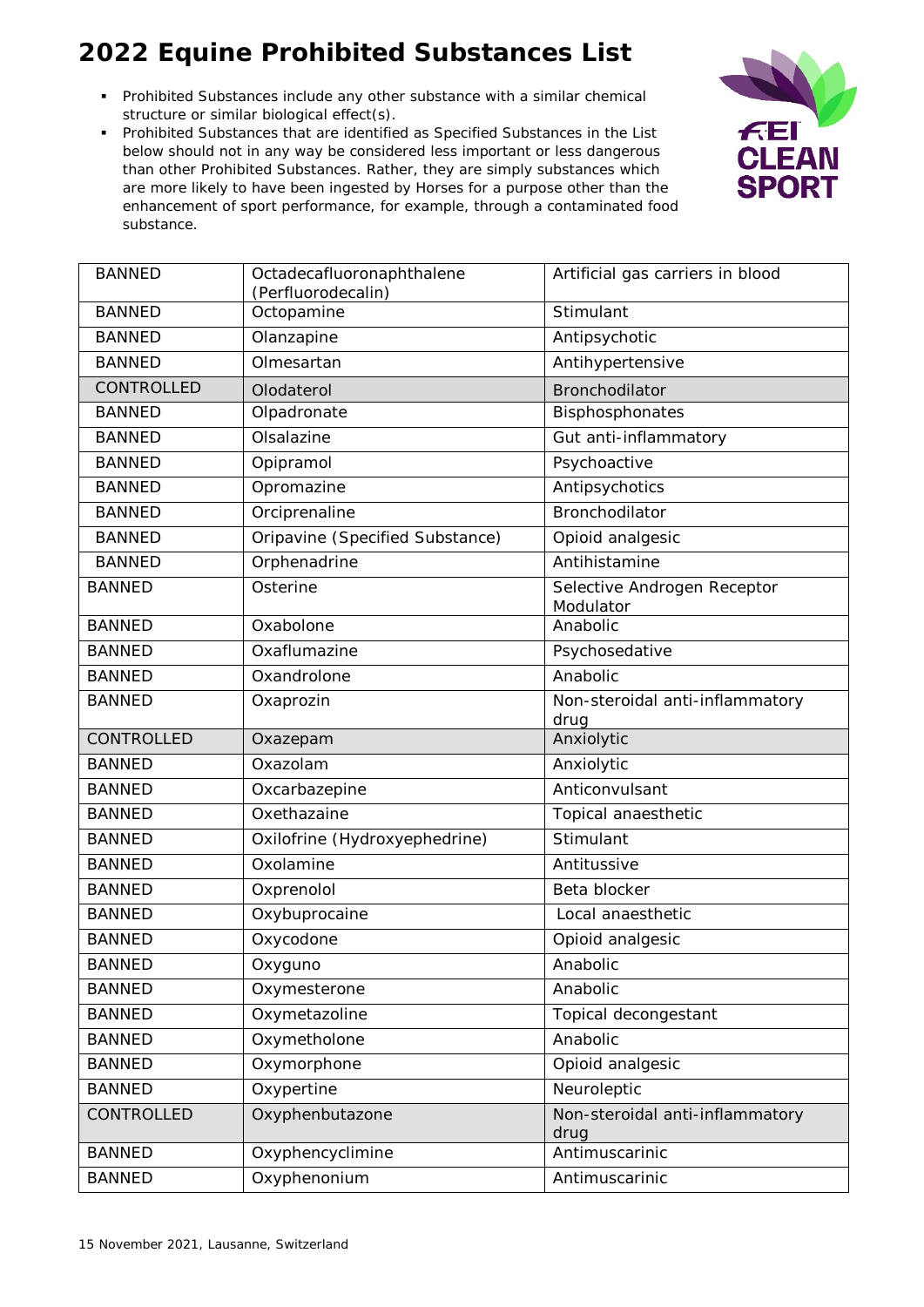# 2022 Equine Prohibited Substances List

- Prohibited Substances include any other substance with a similar chemical structure or similar biological effect(s).
- Prohibited Substances that are identified as Specified Substances in the List below should not in any way be considered less important or less dangerous than other Prohibited Substances. Rather, they are simply substances which are more likely to have been ingested by Horses for a purpose other than the enhancement of sport performance, for example, through a contaminated food substance.

| | | |
|---|---|---|
| BANNED | Octadecafluoronaphthalene (Perfluorodecalin) | Artificial gas carriers in blood |
| BANNED | Octopamine | Stimulant |
| BANNED | Olanzapine | Antipsychotic |
| BANNED | Olmesartan | Antihypertensive |
| CONTROLLED | Olodaterol | Bronchodilator |
| BANNED | Olpadronate | Bisphosphonates |
| BANNED | Olsalazine | Gut anti-inflammatory |
| BANNED | Opipramol | Psychoactive |
| BANNED | Opromazine | Antipsychotics |
| BANNED | Orciprenaline | Bronchodilator |
| BANNED | Oripavine (Specified Substance) | Opioid analgesic |
| BANNED | Orphenadrine | Antihistamine |
| BANNED | Osterine | Selective Androgen Receptor Modulator |
| BANNED | Oxabolone | Anabolic |
| BANNED | Oxaflumazine | Psychosedative |
| BANNED | Oxandrolone | Anabolic |
| BANNED | Oxaprozin | Non-steroidal anti-inflammatory drug |
| CONTROLLED | Oxazepam | Anxiolytic |
| BANNED | Oxazolam | Anxiolytic |
| BANNED | Oxcarbazepine | Anticonvulsant |
| BANNED | Oxethazaine | Topical anaesthetic |
| BANNED | Oxilofrine (Hydroxyephedrine) | Stimulant |
| BANNED | Oxolamine | Antitussive |
| BANNED | Oxprenolol | Beta blocker |
| BANNED | Oxybuprocaine | Local anaesthetic |
| BANNED | Oxycodone | Opioid analgesic |
| BANNED | Oxyguno | Anabolic |
| BANNED | Oxymesterone | Anabolic |
| BANNED | Oxymetazoline | Topical decongestant |
| BANNED | Oxymetholone | Anabolic |
| BANNED | Oxymorphone | Opioid analgesic |
| BANNED | Oxypertine | Neuroleptic |
| CONTROLLED | Oxyphenbutazone | Non-steroidal anti-inflammatory drug |
| BANNED | Oxyphencyclimine | Antimuscarinic |
| BANNED | Oxyphenonium | Antimuscarinic |

15 November 2021, Lausanne, Switzerland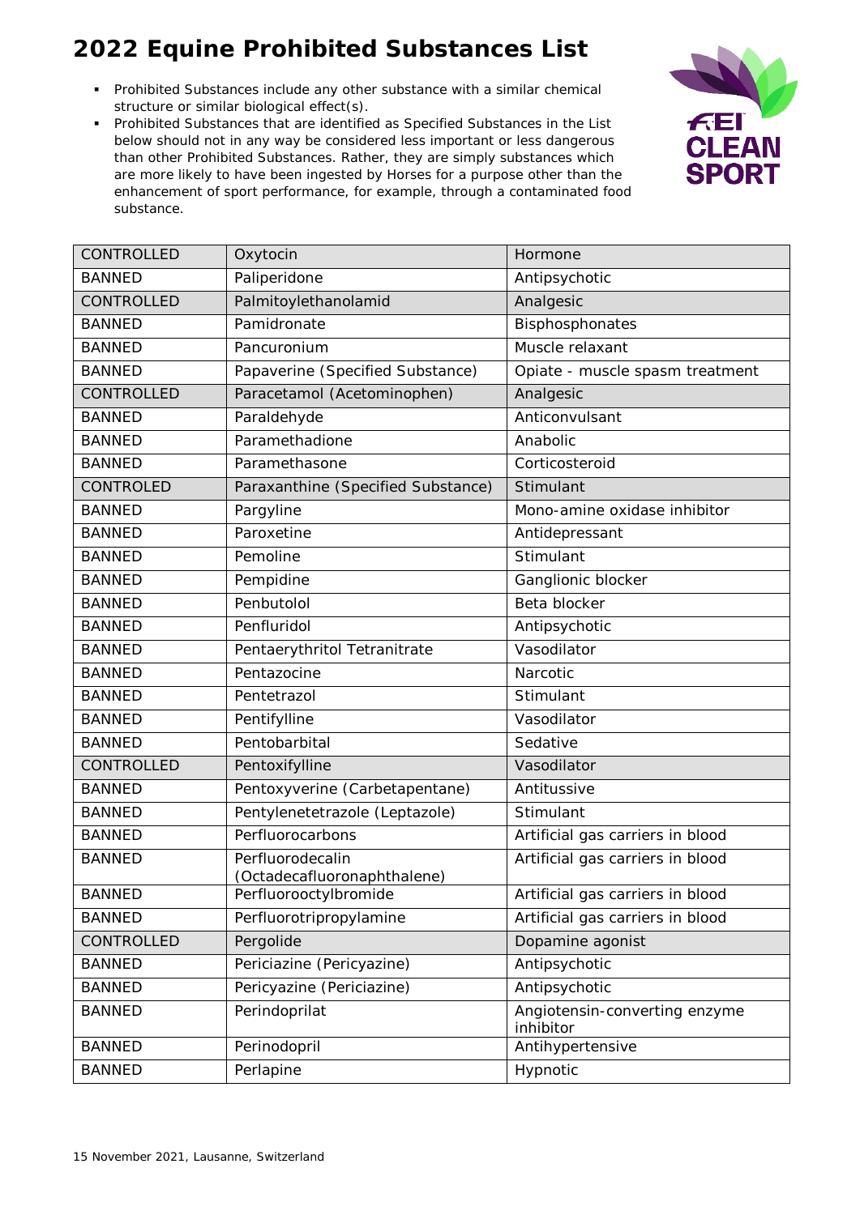# 2022 Equine Prohibited Substances List

- Prohibited Substances include any other substance with a similar chemical structure or similar biological effect(s).
- Prohibited Substances that are identified as Specified Substances in the List below should not in any way be considered less important or less dangerous than other Prohibited Substances. Rather, they are simply substances which are more likely to have been ingested by Horses for a purpose other than the enhancement of sport performance, for example, through a contaminated food substance.

| | | |
|---|---|---|
| CONTROLLED | Oxytocin | Hormone |
| BANNED | Paliperidone | Antipsychotic |
| CONTROLLED | Palmitoylethanolamid | Analgesic |
| BANNED | Pamidronate | Bisphosphonates |
| BANNED | Pancuronium | Muscle relaxant |
| BANNED | Papaverine (Specified Substance) | Opiate - muscle spasm treatment |
| CONTROLLED | Paracetamol (Acetominophen) | Analgesic |
| BANNED | Paraldehyde | Anticonvulsant |
| BANNED | Paramethadione | Anabolic |
| BANNED | Paramethasone | Corticosteroid |
| CONTROLED | Paraxanthine (Specified Substance) | Stimulant |
| BANNED | Pargyline | Mono-amine oxidase inhibitor |
| BANNED | Paroxetine | Antidepressant |
| BANNED | Pemoline | Stimulant |
| BANNED | Pempidine | Ganglionic blocker |
| BANNED | Penbutolol | Beta blocker |
| BANNED | Penfluridol | Antipsychotic |
| BANNED | Pentaerythritol Tetranitrate | Vasodilator |
| BANNED | Pentazocine | Narcotic |
| BANNED | Pentetrazol | Stimulant |
| BANNED | Pentifylline | Vasodilator |
| BANNED | Pentobarbital | Sedative |
| CONTROLLED | Pentoxifylline | Vasodilator |
| BANNED | Pentoxyverine (Carbetapentane) | Antitussive |
| BANNED | Pentylenetetrazole (Leptazole) | Stimulant |
| BANNED | Perfluorocarbons | Artificial gas carriers in blood |
| BANNED | Perfluorodecalin (Octadecafluoronaphthalene) | Artificial gas carriers in blood |
| BANNED | Perfluorooctylbromide | Artificial gas carriers in blood |
| BANNED | Perfluorotripropylamine | Artificial gas carriers in blood |
| CONTROLLED | Pergolide | Dopamine agonist |
| BANNED | Periciazine (Pericyazine) | Antipsychotic |
| BANNED | Pericyazine (Periciazine) | Antipsychotic |
| BANNED | Perindoprilat | Angiotensin-converting enzyme inhibitor |
| BANNED | Perinodopril | Antihypertensive |
| BANNED | Perlapine | Hypnotic |

15 November 2021, Lausanne, Switzerland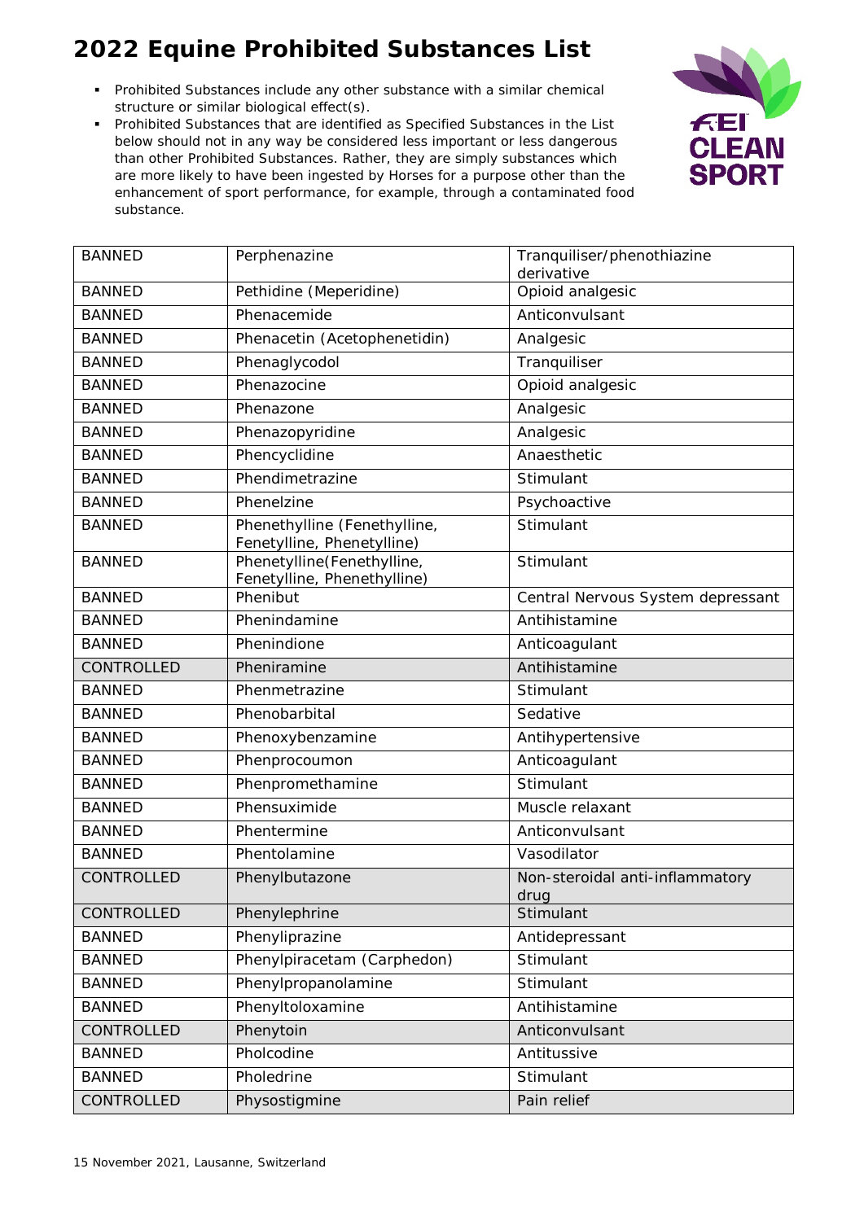# 2022 Equine Prohibited Substances List

- Prohibited Substances include any other substance with a similar chemical structure or similar biological effect(s).
- Prohibited Substances that are identified as Specified Substances in the List below should not in any way be considered less important or less dangerous than other Prohibited Substances. Rather, they are simply substances which are more likely to have been ingested by Horses for a purpose other than the enhancement of sport performance, for example, through a contaminated food substance.

| | | |
|---|---|---|
| BANNED | Perphenazine | Tranquiliser/phenothiazine derivative |
| BANNED | Pethidine (Meperidine) | Opioid analgesic |
| BANNED | Phenacemide | Anticonvulsant |
| BANNED | Phenacetin (Acetophenetidin) | Analgesic |
| BANNED | Phenaglycodol | Tranquiliser |
| BANNED | Phenazocine | Opioid analgesic |
| BANNED | Phenazone | Analgesic |
| BANNED | Phenazopyridine | Analgesic |
| BANNED | Phencyclidine | Anaesthetic |
| BANNED | Phendimetrazine | Stimulant |
| BANNED | Phenelzine | Psychoactive |
| BANNED | Phenethylline (Fenethylline, Fenetylline, Phenetylline) | Stimulant |
| BANNED | Phenetylline(Fenethylline, Fenetylline, Phenethylline) | Stimulant |
| BANNED | Phenibut | Central Nervous System depressant |
| BANNED | Phenindamine | Antihistamine |
| BANNED | Phenindione | Anticoagulant |
| CONTROLLED | Pheniramine | Antihistamine |
| BANNED | Phenmetrazine | Stimulant |
| BANNED | Phenobarbital | Sedative |
| BANNED | Phenoxybenzamine | Antihypertensive |
| BANNED | Phenprocoumon | Anticoagulant |
| BANNED | Phenpromethamine | Stimulant |
| BANNED | Phensuximide | Muscle relaxant |
| BANNED | Phentermine | Anticonvulsant |
| BANNED | Phentolamine | Vasodilator |
| CONTROLLED | Phenylbutazone | Non-steroidal anti-inflammatory drug |
| CONTROLLED | Phenylephrine | Stimulant |
| BANNED | Phenyliprazine | Antidepressant |
| BANNED | Phenylpiracetam (Carphedon) | Stimulant |
| BANNED | Phenylpropanolamine | Stimulant |
| BANNED | Phenyltoloxamine | Antihistamine |
| CONTROLLED | Phenytoin | Anticonvulsant |
| BANNED | Pholcodine | Antitussive |
| BANNED | Pholedrine | Stimulant |
| CONTROLLED | Physostigmine | Pain relief |

15 November 2021, Lausanne, Switzerland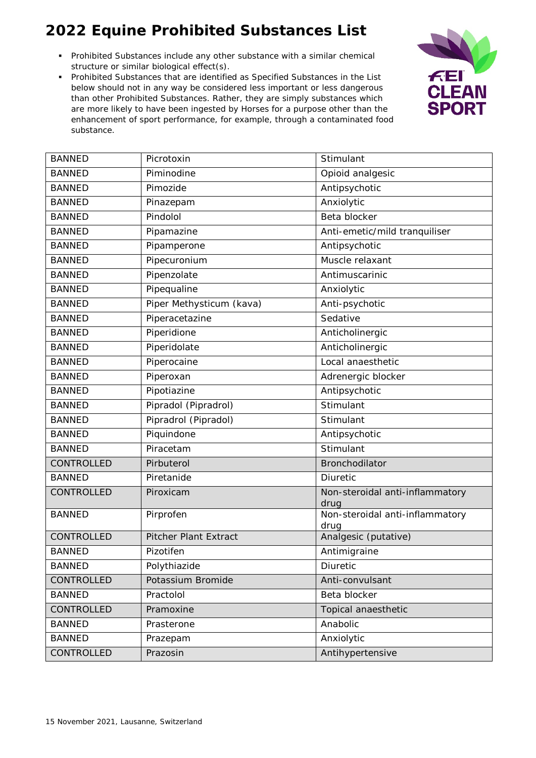# 2022 Equine Prohibited Substances List

- Prohibited Substances include any other substance with a similar chemical structure or similar biological effect(s).
- Prohibited Substances that are identified as Specified Substances in the List below should not in any way be considered less important or less dangerous than other Prohibited Substances. Rather, they are simply substances which are more likely to have been ingested by Horses for a purpose other than the enhancement of sport performance, for example, through a contaminated food substance.

| | | |
|---|---|---|
| BANNED | Picrotoxin | Stimulant |
| BANNED | Piminodine | Opioid analgesic |
| BANNED | Pimozide | Antipsychotic |
| BANNED | Pinazepam | Anxiolytic |
| BANNED | Pindolol | Beta blocker |
| BANNED | Pipamazine | Anti-emetic/mild tranquiliser |
| BANNED | Pipamperone | Antipsychotic |
| BANNED | Pipecuronium | Muscle relaxant |
| BANNED | Pipenzolate | Antimuscarinic |
| BANNED | Pipequaline | Anxiolytic |
| BANNED | Piper Methysticum (kava) | Anti-psychotic |
| BANNED | Piperacetazine | Sedative |
| BANNED | Piperidione | Anticholinergic |
| BANNED | Piperidolate | Anticholinergic |
| BANNED | Piperocaine | Local anaesthetic |
| BANNED | Piperoxan | Adrenergic blocker |
| BANNED | Pipotiazine | Antipsychotic |
| BANNED | Pipradol (Pipradrol) | Stimulant |
| BANNED | Pipradrol (Pipradol) | Stimulant |
| BANNED | Piquindone | Antipsychotic |
| BANNED | Piracetam | Stimulant |
| CONTROLLED | Pirbuterol | Bronchodilator |
| BANNED | Piretanide | Diuretic |
| CONTROLLED | Piroxicam | Non-steroidal anti-inflammatory drug |
| BANNED | Pirprofen | Non-steroidal anti-inflammatory drug |
| CONTROLLED | Pitcher Plant Extract | Analgesic (putative) |
| BANNED | Pizotifen | Antimigraine |
| BANNED | Polythiazide | Diuretic |
| CONTROLLED | Potassium Bromide | Anti-convulsant |
| BANNED | Practolol | Beta blocker |
| CONTROLLED | Pramoxine | Topical anaesthetic |
| BANNED | Prasterone | Anabolic |
| BANNED | Prazepam | Anxiolytic |
| CONTROLLED | Prazosin | Antihypertensive |

15 November 2021, Lausanne, Switzerland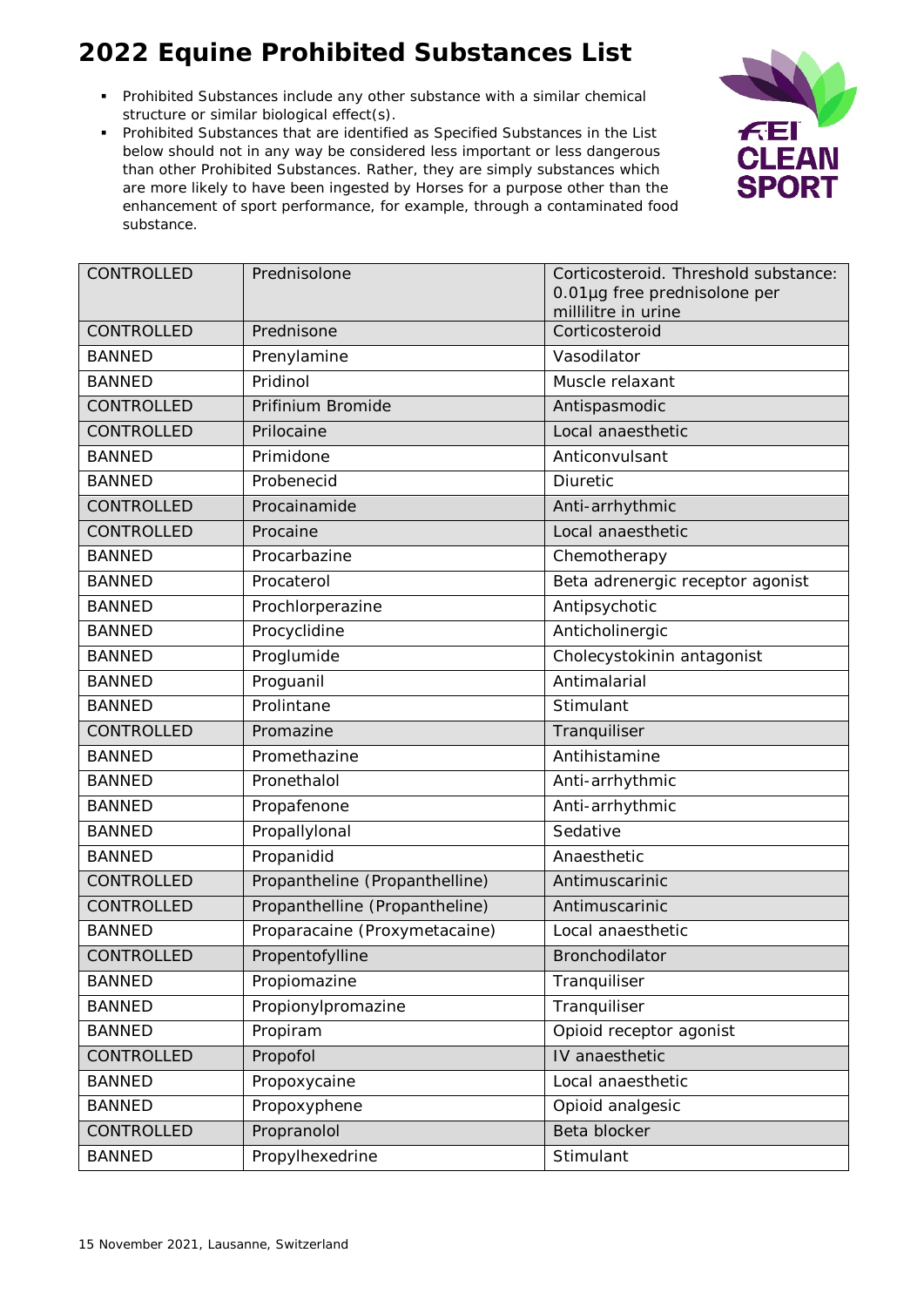# 2022 Equine Prohibited Substances List

- Prohibited Substances include any other substance with a similar chemical structure or similar biological effect(s).
- Prohibited Substances that are identified as Specified Substances in the List below should not in any way be considered less important or less dangerous than other Prohibited Substances. Rather, they are simply substances which are more likely to have been ingested by Horses for a purpose other than the enhancement of sport performance, for example, through a contaminated food substance.

| | | |
|---|---|---|
| CONTROLLED | Prednisolone | Corticosteroid. Threshold substance: 0.01µg free prednisolone per millilitre in urine |
| CONTROLLED | Prednisone | Corticosteroid |
| BANNED | Prenylamine | Vasodilator |
| BANNED | Pridinol | Muscle relaxant |
| CONTROLLED | Prifinium Bromide | Antispasmodic |
| CONTROLLED | Prilocaine | Local anaesthetic |
| BANNED | Primidone | Anticonvulsant |
| BANNED | Probenecid | Diuretic |
| CONTROLLED | Procainamide | Anti-arrhythmic |
| CONTROLLED | Procaine | Local anaesthetic |
| BANNED | Procarbazine | Chemotherapy |
| BANNED | Procaterol | Beta adrenergic receptor agonist |
| BANNED | Prochlorperazine | Antipsychotic |
| BANNED | Procyclidine | Anticholinergic |
| BANNED | Proglumide | Cholecystokinin antagonist |
| BANNED | Proguanil | Antimalarial |
| BANNED | Prolintane | Stimulant |
| CONTROLLED | Promazine | Tranquiliser |
| BANNED | Promethazine | Antihistamine |
| BANNED | Pronethalol | Anti-arrhythmic |
| BANNED | Propafenone | Anti-arrhythmic |
| BANNED | Propallylonal | Sedative |
| BANNED | Propanidid | Anaesthetic |
| CONTROLLED | Propantheline (Propanthelline) | Antimuscarinic |
| CONTROLLED | Propanthelline (Propantheline) | Antimuscarinic |
| BANNED | Proparacaine (Proxymetacaine) | Local anaesthetic |
| CONTROLLED | Propentofylline | Bronchodilator |
| BANNED | Propiomazine | Tranquiliser |
| BANNED | Propionylpromazine | Tranquiliser |
| BANNED | Propiram | Opioid receptor agonist |
| CONTROLLED | Propofol | IV anaesthetic |
| BANNED | Propoxycaine | Local anaesthetic |
| BANNED | Propoxyphene | Opioid analgesic |
| CONTROLLED | Propranolol | Beta blocker |
| BANNED | Propylhexedrine | Stimulant |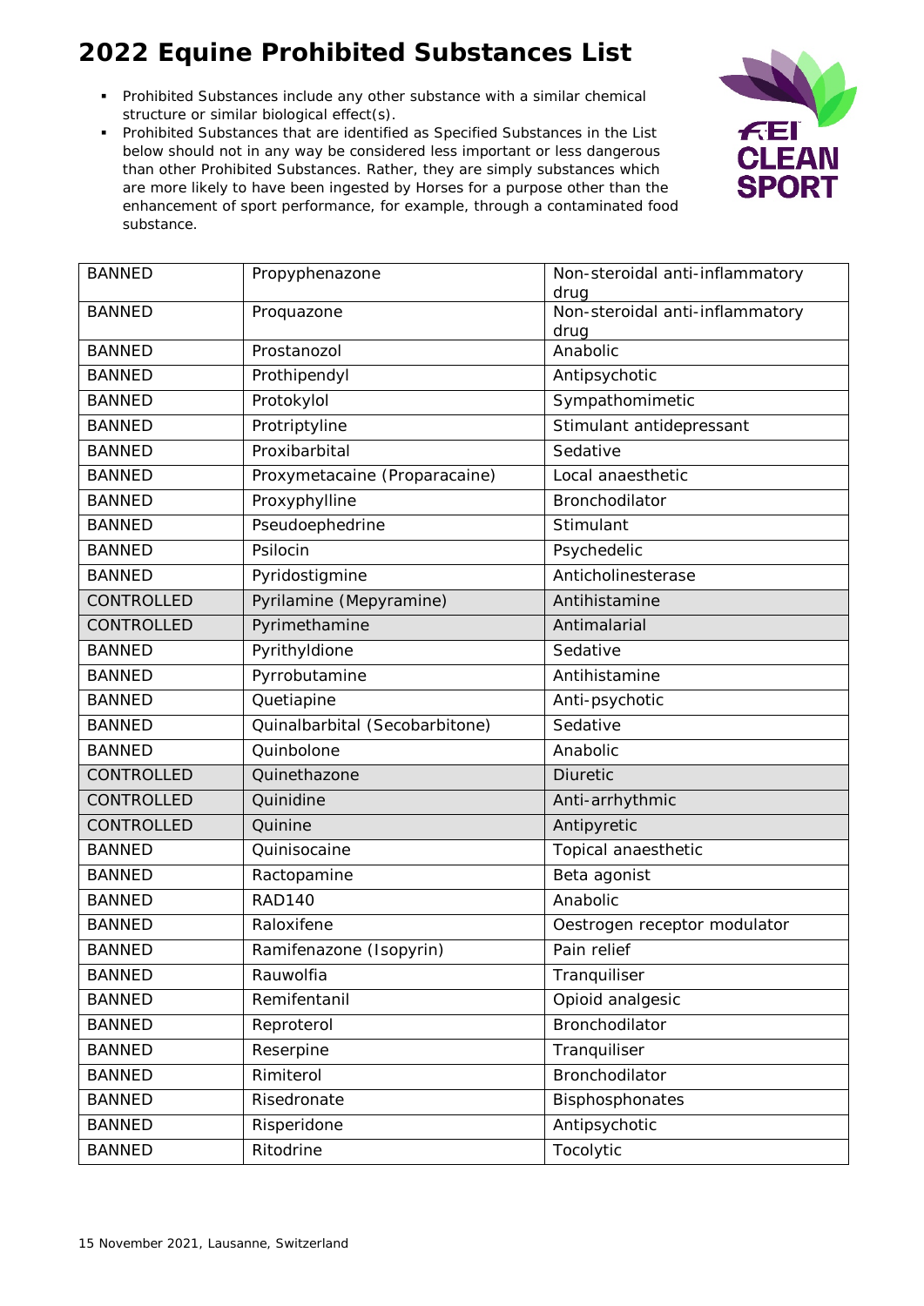# 2022 Equine Prohibited Substances List

- Prohibited Substances include any other substance with a similar chemical structure or similar biological effect(s).
- Prohibited Substances that are identified as Specified Substances in the List below should not in any way be considered less important or less dangerous than other Prohibited Substances. Rather, they are simply substances which are more likely to have been ingested by Horses for a purpose other than the enhancement of sport performance, for example, through a contaminated food substance.

| | | |
|---|---|---|
| BANNED | Propyphenazone | Non-steroidal anti-inflammatory drug |
| BANNED | Proquazone | Non-steroidal anti-inflammatory drug |
| BANNED | Prostanozol | Anabolic |
| BANNED | Prothipendyl | Antipsychotic |
| BANNED | Protokylol | Sympathomimetic |
| BANNED | Protriptyline | Stimulant antidepressant |
| BANNED | Proxibarbital | Sedative |
| BANNED | Proxymetacaine (Proparacaine) | Local anaesthetic |
| BANNED | Proxyphylline | Bronchodilator |
| BANNED | Pseudoephedrine | Stimulant |
| BANNED | Psilocin | Psychedelic |
| BANNED | Pyridostigmine | Anticholinesterase |
| CONTROLLED | Pyrilamine (Mepyramine) | Antihistamine |
| CONTROLLED | Pyrimethamine | Antimalarial |
| BANNED | Pyrithyldione | Sedative |
| BANNED | Pyrrobutamine | Antihistamine |
| BANNED | Quetiapine | Anti-psychotic |
| BANNED | Quinalbarbital (Secobarbitone) | Sedative |
| BANNED | Quinbolone | Anabolic |
| CONTROLLED | Quinethazone | Diuretic |
| CONTROLLED | Quinidine | Anti-arrhythmic |
| CONTROLLED | Quinine | Antipyretic |
| BANNED | Quinisocaine | Topical anaesthetic |
| BANNED | Ractopamine | Beta agonist |
| BANNED | RAD140 | Anabolic |
| BANNED | Raloxifene | Oestrogen receptor modulator |
| BANNED | Ramifenazone (Isopyrin) | Pain relief |
| BANNED | Rauwolfia | Tranquiliser |
| BANNED | Remifentanil | Opioid analgesic |
| BANNED | Reproterol | Bronchodilator |
| BANNED | Reserpine | Tranquiliser |
| BANNED | Rimiterol | Bronchodilator |
| BANNED | Risedronate | Bisphosphonates |
| BANNED | Risperidone | Antipsychotic |
| BANNED | Ritodrine | Tocolytic |

15 November 2021, Lausanne, Switzerland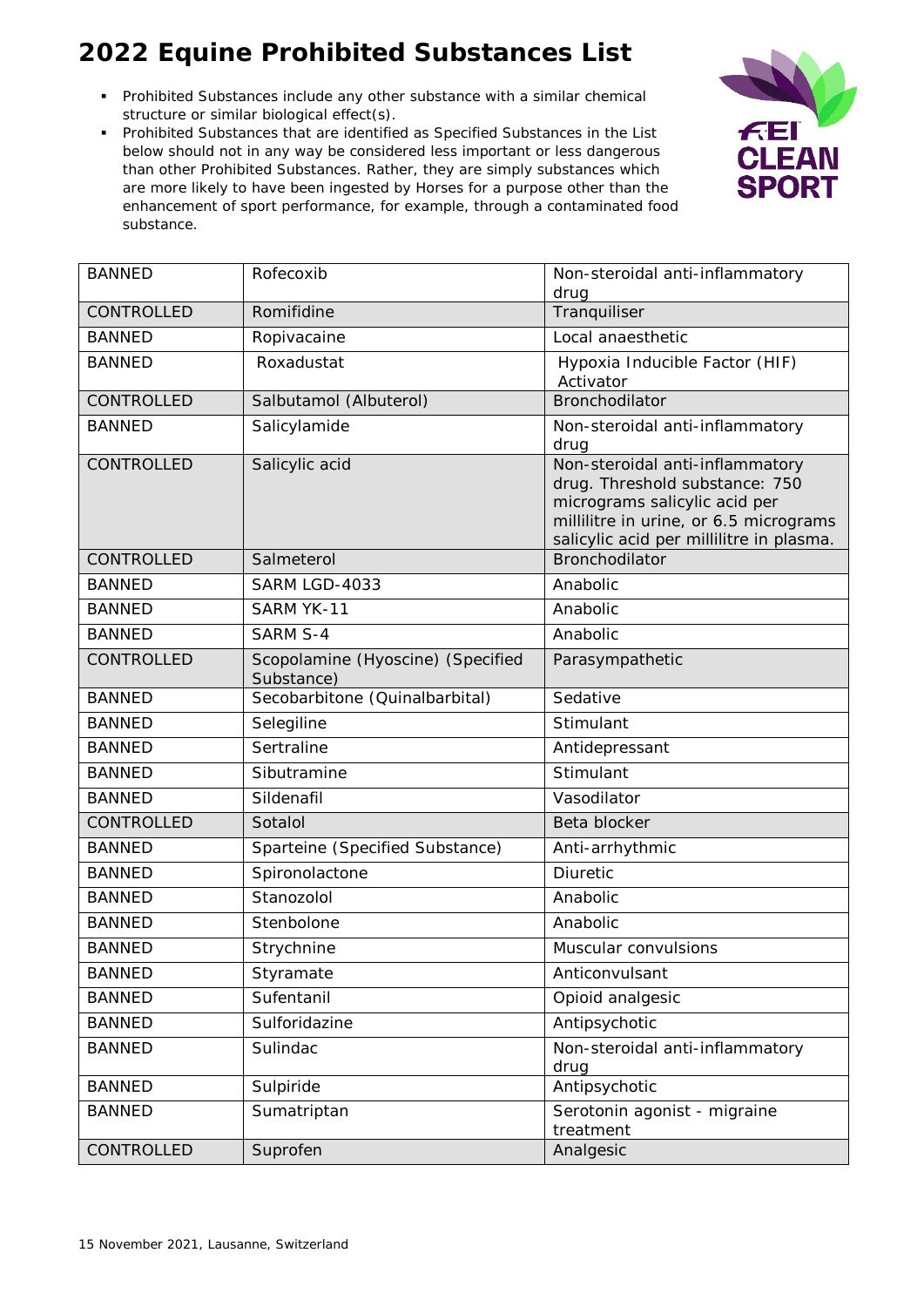# 2022 Equine Prohibited Substances List

- Prohibited Substances include any other substance with a similar chemical structure or similar biological effect(s).
- Prohibited Substances that are identified as Specified Substances in the List below should not in any way be considered less important or less dangerous than other Prohibited Substances. Rather, they are simply substances which are more likely to have been ingested by Horses for a purpose other than the enhancement of sport performance, for example, through a contaminated food substance.

| | | |
|---|---|---|
| BANNED | Rofecoxib | Non-steroidal anti-inflammatory drug |
| CONTROLLED | Romifidine | Tranquiliser |
| BANNED | Ropivacaine | Local anaesthetic |
| BANNED | Roxadustat | Hypoxia Inducible Factor (HIF) Activator |
| CONTROLLED | Salbutamol (Albuterol) | Bronchodilator |
| BANNED | Salicylamide | Non-steroidal anti-inflammatory drug |
| CONTROLLED | Salicylic acid | Non-steroidal anti-inflammatory drug. Threshold substance: 750 micrograms salicylic acid per millilitre in urine, or 6.5 micrograms salicylic acid per millilitre in plasma. |
| CONTROLLED | Salmeterol | Bronchodilator |
| BANNED | SARM LGD-4033 | Anabolic |
| BANNED | SARM YK-11 | Anabolic |
| BANNED | SARM S-4 | Anabolic |
| CONTROLLED | Scopolamine (Hyoscine) (Specified Substance) | Parasympathetic |
| BANNED | Secobarbitone (Quinalbarbital) | Sedative |
| BANNED | Selegiline | Stimulant |
| BANNED | Sertraline | Antidepressant |
| BANNED | Sibutramine | Stimulant |
| BANNED | Sildenafil | Vasodilator |
| CONTROLLED | Sotalol | Beta blocker |
| BANNED | Sparteine (Specified Substance) | Anti-arrhythmic |
| BANNED | Spironolactone | Diuretic |
| BANNED | Stanozolol | Anabolic |
| BANNED | Stenbolone | Anabolic |
| BANNED | Strychnine | Muscular convulsions |
| BANNED | Styramate | Anticonvulsant |
| BANNED | Sufentanil | Opioid analgesic |
| BANNED | Sulforidazine | Antipsychotic |
| BANNED | Sulindac | Non-steroidal anti-inflammatory drug |
| BANNED | Sulpiride | Antipsychotic |
| BANNED | Sumatriptan | Serotonin agonist - migraine treatment |
| CONTROLLED | Suprofen | Analgesic |

15 November 2021, Lausanne, Switzerland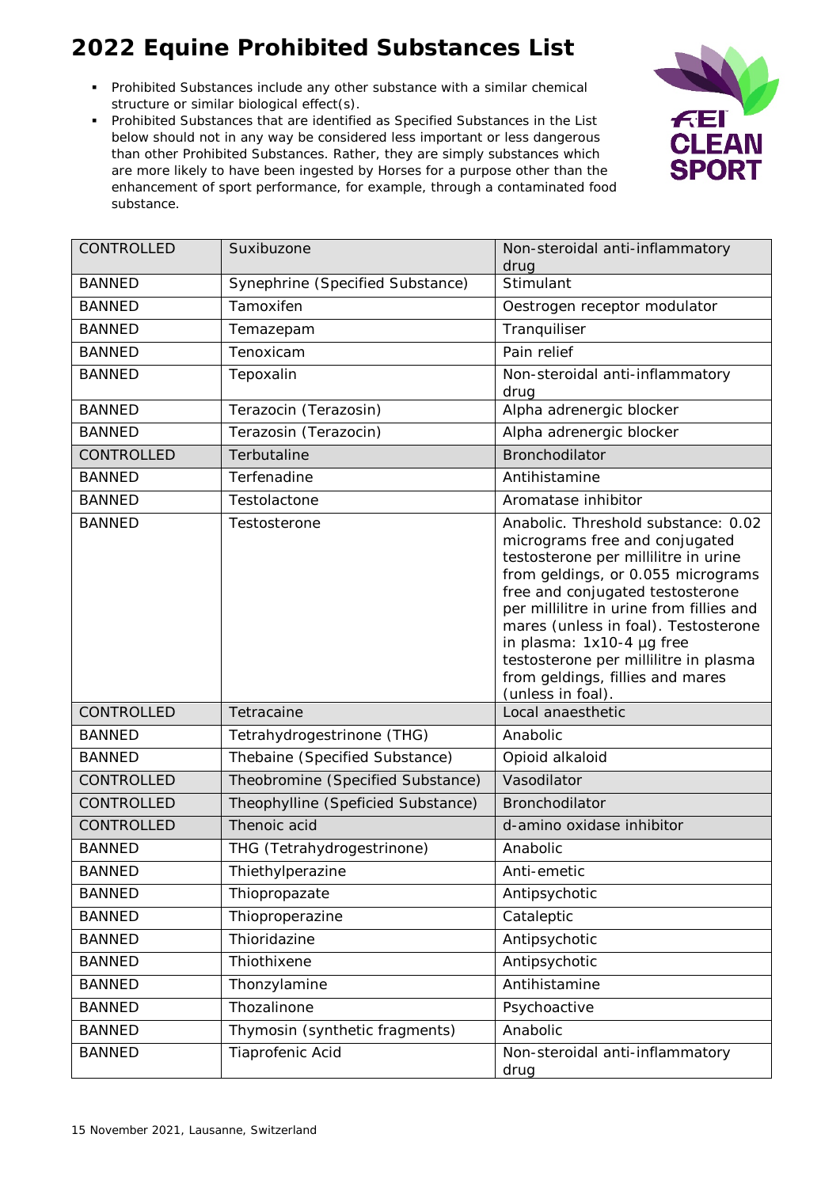# 2022 Equine Prohibited Substances List

- Prohibited Substances include any other substance with a similar chemical structure or similar biological effect(s).
- Prohibited Substances that are identified as Specified Substances in the List below should not in any way be considered less important or less dangerous than other Prohibited Substances. Rather, they are simply substances which are more likely to have been ingested by Horses for a purpose other than the enhancement of sport performance, for example, through a contaminated food substance.

| | | |
|---|---|---|
| CONTROLLED | Suxibuzone | Non-steroidal anti-inflammatory drug |
| BANNED | Synephrine (Specified Substance) | Stimulant |
| BANNED | Tamoxifen | Oestrogen receptor modulator |
| BANNED | Temazepam | Tranquiliser |
| BANNED | Tenoxicam | Pain relief |
| BANNED | Tepoxalin | Non-steroidal anti-inflammatory drug |
| BANNED | Terazocin (Terazosin) | Alpha adrenergic blocker |
| BANNED | Terazosin (Terazocin) | Alpha adrenergic blocker |
| CONTROLLED | Terbutaline | Bronchodilator |
| BANNED | Terfenadine | Antihistamine |
| BANNED | Testolactone | Aromatase inhibitor |
| BANNED | Testosterone | Anabolic. Threshold substance: 0.02 micrograms free and conjugated testosterone per millilitre in urine from geldings, or 0.055 micrograms free and conjugated testosterone per millilitre in urine from fillies and mares (unless in foal). Testosterone in plasma: 1x10-4 µg free testosterone per millilitre in plasma from geldings, fillies and mares (unless in foal). |
| CONTROLLED | Tetracaine | Local anaesthetic |
| BANNED | Tetrahydrogestrinone (THG) | Anabolic |
| BANNED | Thebaine (Specified Substance) | Opioid alkaloid |
| CONTROLLED | Theobromine (Specified Substance) | Vasodilator |
| CONTROLLED | Theophylline (Speficied Substance) | Bronchodilator |
| CONTROLLED | Thenoic acid | d-amino oxidase inhibitor |
| BANNED | THG (Tetrahydrogestrinone) | Anabolic |
| BANNED | Thiethylperazine | Anti-emetic |
| BANNED | Thiopropazate | Antipsychotic |
| BANNED | Thioproperazine | Cataleptic |
| BANNED | Thioridazine | Antipsychotic |
| BANNED | Thiothixene | Antipsychotic |
| BANNED | Thonzylamine | Antihistamine |
| BANNED | Thozalinone | Psychoactive |
| BANNED | Thymosin (synthetic fragments) | Anabolic |
| BANNED | Tiaprofenic Acid | Non-steroidal anti-inflammatory drug |

15 November 2021, Lausanne, Switzerland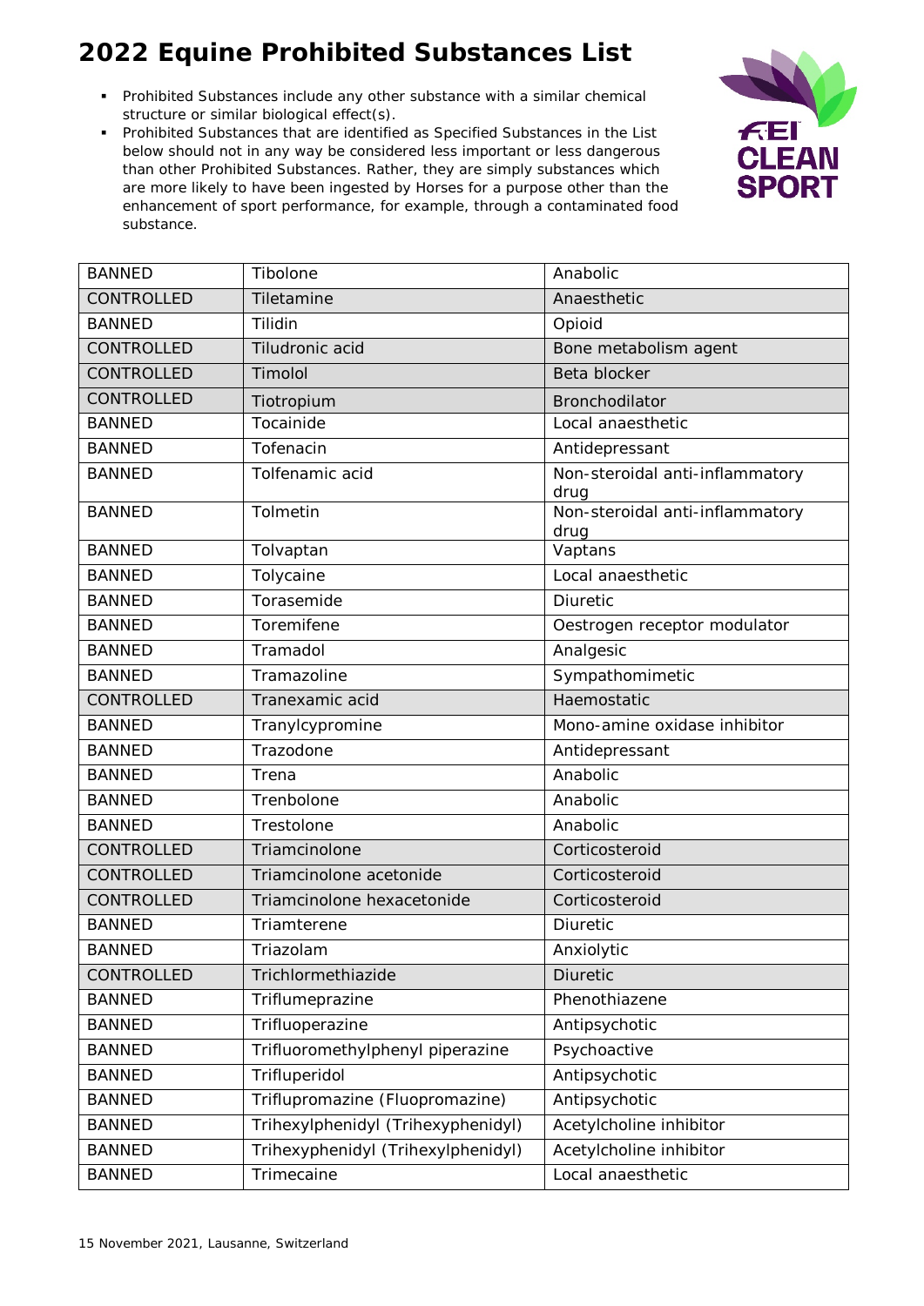# 2022 Equine Prohibited Substances List

- Prohibited Substances include any other substance with a similar chemical structure or similar biological effect(s).
- Prohibited Substances that are identified as Specified Substances in the List below should not in any way be considered less important or less dangerous than other Prohibited Substances. Rather, they are simply substances which are more likely to have been ingested by Horses for a purpose other than the enhancement of sport performance, for example, through a contaminated food substance.

| | | |
|---|---|---|
| BANNED | Tibolone | Anabolic |
| CONTROLLED | Tiletamine | Anaesthetic |
| BANNED | Tilidin | Opioid |
| CONTROLLED | Tiludronic acid | Bone metabolism agent |
| CONTROLLED | Timolol | Beta blocker |
| CONTROLLED | Tiotropium | Bronchodilator |
| BANNED | Tocainide | Local anaesthetic |
| BANNED | Tofenacin | Antidepressant |
| BANNED | Tolfenamic acid | Non-steroidal anti-inflammatory drug |
| BANNED | Tolmetin | Non-steroidal anti-inflammatory drug |
| BANNED | Tolvaptan | Vaptans |
| BANNED | Tolycaine | Local anaesthetic |
| BANNED | Torasemide | Diuretic |
| BANNED | Toremifene | Oestrogen receptor modulator |
| BANNED | Tramadol | Analgesic |
| BANNED | Tramazoline | Sympathomimetic |
| CONTROLLED | Tranexamic acid | Haemostatic |
| BANNED | Tranylcypromine | Mono-amine oxidase inhibitor |
| BANNED | Trazodone | Antidepressant |
| BANNED | Trena | Anabolic |
| BANNED | Trenbolone | Anabolic |
| BANNED | Trestolone | Anabolic |
| CONTROLLED | Triamcinolone | Corticosteroid |
| CONTROLLED | Triamcinolone acetonide | Corticosteroid |
| CONTROLLED | Triamcinolone hexacetonide | Corticosteroid |
| BANNED | Triamterene | Diuretic |
| BANNED | Triazolam | Anxiolytic |
| CONTROLLED | Trichlormethiazide | Diuretic |
| BANNED | Triflumeprazine | Phenothiazene |
| BANNED | Trifluoperazine | Antipsychotic |
| BANNED | Trifluoromethylphenyl piperazine | Psychoactive |
| BANNED | Trifluperidol | Antipsychotic |
| BANNED | Triflupromazine (Fluopromazine) | Antipsychotic |
| BANNED | Trihexylphenidyl (Trihexyphenidyl) | Acetylcholine inhibitor |
| BANNED | Trihexyphenidyl (Trihexylphenidyl) | Acetylcholine inhibitor |
| BANNED | Trimecaine | Local anaesthetic |

15 November 2021, Lausanne, Switzerland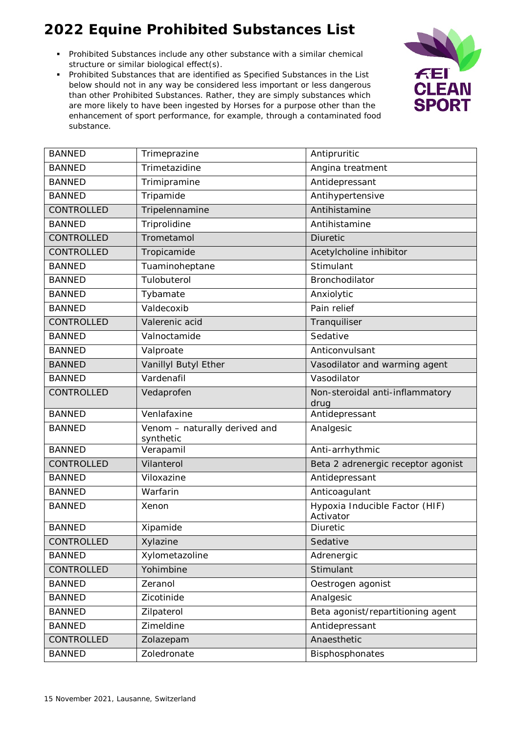# 2022 Equine Prohibited Substances List

- Prohibited Substances include any other substance with a similar chemical structure or similar biological effect(s).
- Prohibited Substances that are identified as Specified Substances in the List below should not in any way be considered less important or less dangerous than other Prohibited Substances. Rather, they are simply substances which are more likely to have been ingested by Horses for a purpose other than the enhancement of sport performance, for example, through a contaminated food substance.

| | | |
|---|---|---|
| BANNED | Trimeprazine | Antipruritic |
| BANNED | Trimetazidine | Angina treatment |
| BANNED | Trimipramine | Antidepressant |
| BANNED | Tripamide | Antihypertensive |
| CONTROLLED | Tripelennamine | Antihistamine |
| BANNED | Triprolidine | Antihistamine |
| CONTROLLED | Trometamol | Diuretic |
| CONTROLLED | Tropicamide | Acetylcholine inhibitor |
| BANNED | Tuaminoheptane | Stimulant |
| BANNED | Tulobuterol | Bronchodilator |
| BANNED | Tybamate | Anxiolytic |
| BANNED | Valdecoxib | Pain relief |
| CONTROLLED | Valerenic acid | Tranquiliser |
| BANNED | Valnoctamide | Sedative |
| BANNED | Valproate | Anticonvulsant |
| BANNED | Vanillyl Butyl Ether | Vasodilator and warming agent |
| BANNED | Vardenafil | Vasodilator |
| CONTROLLED | Vedaprofen | Non-steroidal anti-inflammatory drug |
| BANNED | Venlafaxine | Antidepressant |
| BANNED | Venom – naturally derived and synthetic | Analgesic |
| BANNED | Verapamil | Anti-arrhythmic |
| CONTROLLED | Vilanterol | Beta 2 adrenergic receptor agonist |
| BANNED | Viloxazine | Antidepressant |
| BANNED | Warfarin | Anticoagulant |
| BANNED | Xenon | Hypoxia Inducible Factor (HIF) Activator |
| BANNED | Xipamide | Diuretic |
| CONTROLLED | Xylazine | Sedative |
| BANNED | Xylometazoline | Adrenergic |
| CONTROLLED | Yohimbine | Stimulant |
| BANNED | Zeranol | Oestrogen agonist |
| BANNED | Zicotinide | Analgesic |
| BANNED | Zilpaterol | Beta agonist/repartitioning agent |
| BANNED | Zimeldine | Antidepressant |
| CONTROLLED | Zolazepam | Anaesthetic |
| BANNED | Zoledronate | Bisphosphonates |

15 November 2021, Lausanne, Switzerland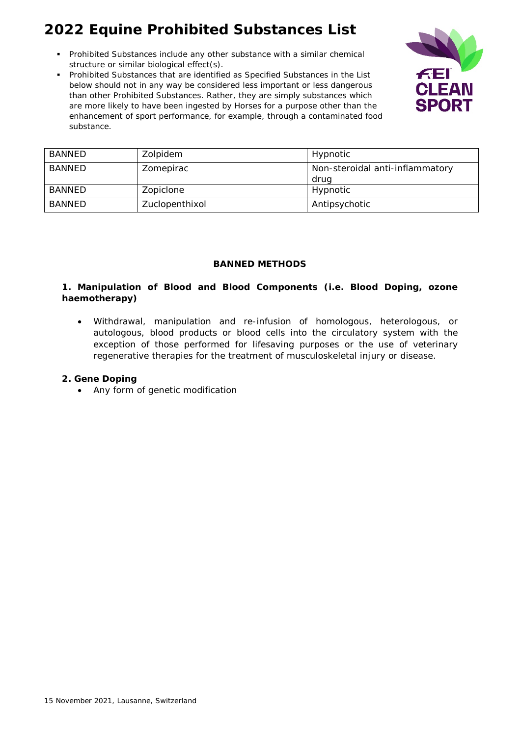# 2022 Equine Prohibited Substances List

- Prohibited Substances include any other substance with a similar chemical structure or similar biological effect(s).
- Prohibited Substances that are identified as Specified Substances in the List below should not in any way be considered less important or less dangerous than other Prohibited Substances. Rather, they are simply substances which are more likely to have been ingested by Horses for a purpose other than the enhancement of sport performance, for example, through a contaminated food substance.

| | | |
|---|---|---|
| BANNED | Zolpidem | Hypnotic |
| BANNED | Zomepirac | Non-steroidal anti-inflammatory drug |
| BANNED | Zopiclone | Hypnotic |
| BANNED | Zuclopenthixol | Antipsychotic |

**BANNED METHODS**

**1. Manipulation of Blood and Blood Components (i.e. Blood Doping, ozone haemotherapy)**

- Withdrawal, manipulation and re-infusion of homologous, heterologous, or autologous, blood products or blood cells into the circulatory system with the exception of those performed for lifesaving purposes or the use of veterinary regenerative therapies for the treatment of musculoskeletal injury or disease.

**2. Gene Doping**

- Any form of genetic modification

15 November 2021, Lausanne, Switzerland